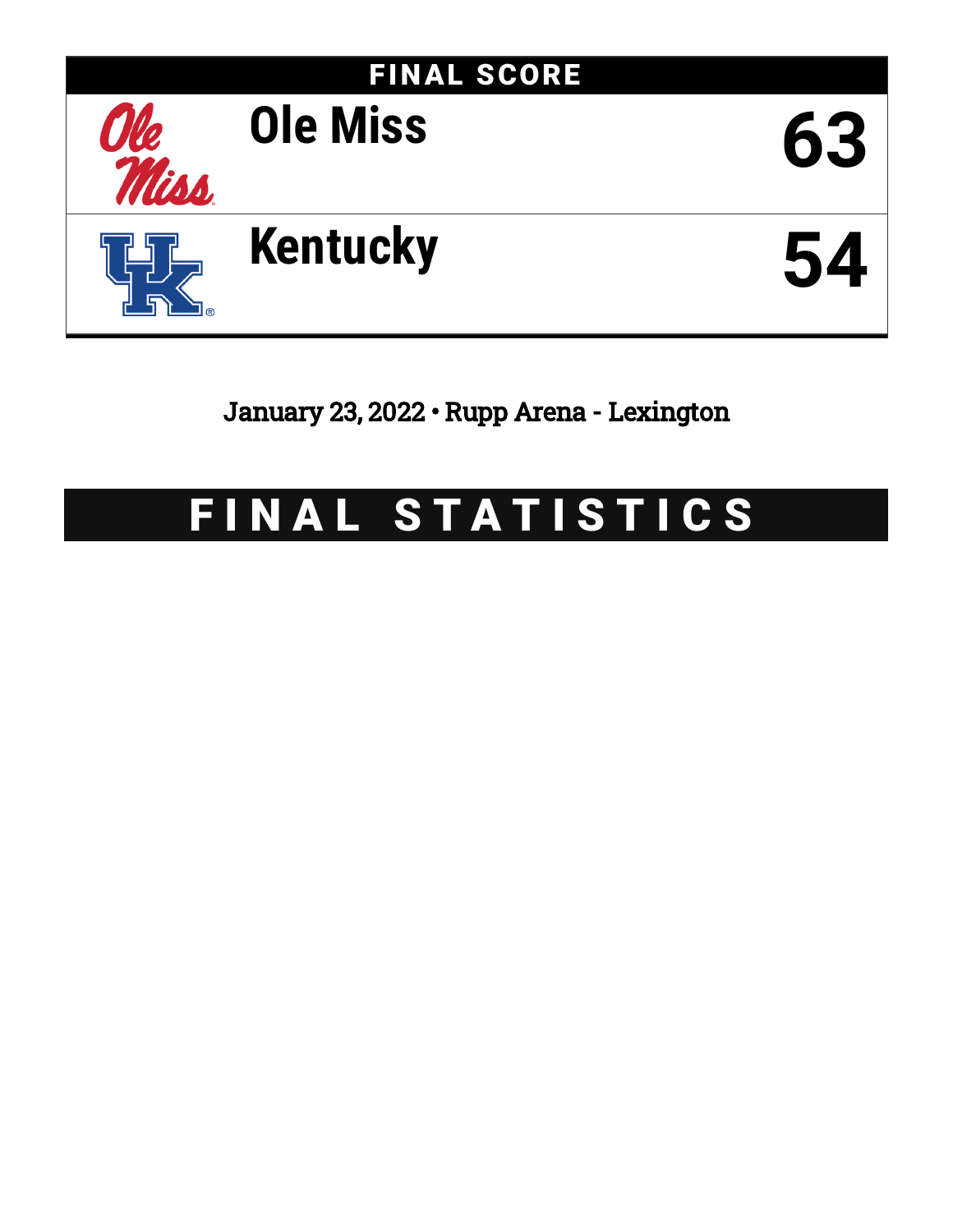## FINAL SCORE

| Team | Score |
|---|---|
| Ole Miss | 63 |
| Kentucky | 54 |

January 23, 2022 • Rupp Arena - Lexington

# FINAL STATISTICS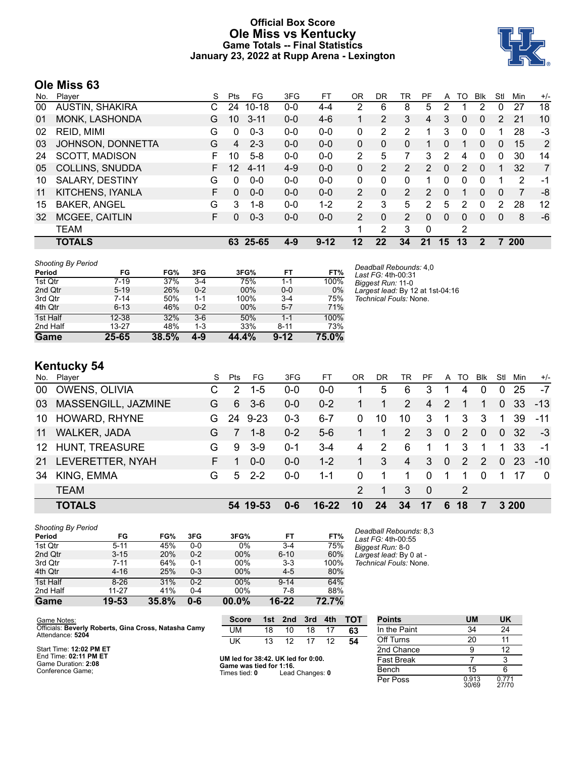# Official Box Score
# Ole Miss vs Kentucky
## Game Totals -- Final Statistics
## January 23, 2022 at Rupp Arena - Lexington

## Ole Miss 63

| No. | Player | S | Pts | FG | 3FG | FT | OR | DR | TR | PF | A | TO | Blk | Stl | Min | +/- |
|---|---|---|---|---|---|---|---|---|---|---|---|---|---|---|---|---|
| 00 | AUSTIN, SHAKIRA | C | 24 | 10-18 | 0-0 | 4-4 | 2 | 6 | 8 | 5 | 2 | 1 | 2 | 0 | 27 | 18 |
| 01 | MONK, LASHONDA | G | 10 | 3-11 | 0-0 | 4-6 | 1 | 2 | 3 | 4 | 3 | 0 | 0 | 2 | 21 | 10 |
| 02 | REID, MIMI | G | 0 | 0-3 | 0-0 | 0-0 | 0 | 2 | 2 | 1 | 3 | 0 | 0 | 1 | 28 | -3 |
| 03 | JOHNSON, DONNETTA | G | 4 | 2-3 | 0-0 | 0-0 | 0 | 0 | 0 | 1 | 0 | 1 | 0 | 0 | 15 | 2 |
| 24 | SCOTT, MADISON | F | 10 | 5-8 | 0-0 | 0-0 | 2 | 5 | 7 | 3 | 2 | 4 | 0 | 0 | 30 | 14 |
| 05 | COLLINS, SNUDDA | F | 12 | 4-11 | 4-9 | 0-0 | 0 | 2 | 2 | 2 | 0 | 2 | 0 | 1 | 32 | 7 |
| 10 | SALARY, DESTINY | G | 0 | 0-0 | 0-0 | 0-0 | 0 | 0 | 0 | 1 | 0 | 0 | 0 | 1 | 2 | -1 |
| 11 | KITCHENS, IYANLA | F | 0 | 0-0 | 0-0 | 0-0 | 2 | 0 | 2 | 2 | 0 | 1 | 0 | 0 | 7 | -8 |
| 15 | BAKER, ANGEL | G | 3 | 1-8 | 0-0 | 1-2 | 2 | 3 | 5 | 2 | 5 | 2 | 0 | 2 | 28 | 12 |
| 32 | MCGEE, CAITLIN | F | 0 | 0-3 | 0-0 | 0-0 | 2 | 0 | 2 | 0 | 0 | 0 | 0 | 0 | 8 | -6 |
| | TEAM | | | | | | 1 | 2 | 3 | 0 | | 2 | | | | |
| | **TOTALS** | | **63** | **25-65** | **4-9** | **9-12** | **12** | **22** | **34** | **21** | **15** | **13** | **2** | **7** | **200** | |

*Shooting By Period*

| Period | FG | FG% | 3FG | 3FG% | FT | FT% |
|---|---|---|---|---|---|---|
| 1st Qtr | 7-19 | 37% | 3-4 | 75% | 1-1 | 100% |
| 2nd Qtr | 5-19 | 26% | 0-2 | 00% | 0-0 | 0% |
| 3rd Qtr | 7-14 | 50% | 1-1 | 100% | 3-4 | 75% |
| 4th Qtr | 6-13 | 46% | 0-2 | 00% | 5-7 | 71% |
| 1st Half | 12-38 | 32% | 3-6 | 50% | 1-1 | 100% |
| 2nd Half | 13-27 | 48% | 1-3 | 33% | 8-11 | 73% |
| **Game** | **25-65** | **38.5%** | **4-9** | **44.4%** | **9-12** | **75.0%** |

*Deadball Rebounds:* 4,0
*Last FG:* 4th-00:31
*Biggest Run:* 11-0
*Largest lead:* By 12 at 1st-04:16
*Technical Fouls:* None.

## Kentucky 54

| No. | Player | S | Pts | FG | 3FG | FT | OR | DR | TR | PF | A | TO | Blk | Stl | Min | +/- |
|---|---|---|---|---|---|---|---|---|---|---|---|---|---|---|---|---|
| 00 | OWENS, OLIVIA | C | 2 | 1-5 | 0-0 | 0-0 | 1 | 5 | 6 | 3 | 1 | 4 | 0 | 0 | 25 | -7 |
| 03 | MASSENGILL, JAZMINE | G | 6 | 3-6 | 0-0 | 0-2 | 1 | 1 | 2 | 4 | 2 | 1 | 1 | 0 | 33 | -13 |
| 10 | HOWARD, RHYNE | G | 24 | 9-23 | 0-3 | 6-7 | 0 | 10 | 10 | 3 | 1 | 3 | 3 | 1 | 39 | -11 |
| 11 | WALKER, JADA | G | 7 | 1-8 | 0-2 | 5-6 | 1 | 1 | 2 | 3 | 0 | 2 | 0 | 0 | 32 | -3 |
| 12 | HUNT, TREASURE | G | 9 | 3-9 | 0-1 | 3-4 | 4 | 2 | 6 | 1 | 1 | 3 | 1 | 1 | 33 | -1 |
| 21 | LEVERETTER, NYAH | F | 1 | 0-0 | 0-0 | 1-2 | 1 | 3 | 4 | 3 | 0 | 2 | 2 | 0 | 23 | -10 |
| 34 | KING, EMMA | G | 5 | 2-2 | 0-0 | 1-1 | 0 | 1 | 1 | 0 | 1 | 1 | 0 | 1 | 17 | 0 |
| | TEAM | | | | | | 2 | 1 | 3 | 0 | | 2 | | | | |
| | **TOTALS** | | **54** | **19-53** | **0-6** | **16-22** | **10** | **24** | **34** | **17** | **6** | **18** | **7** | **3** | **200** | |

*Shooting By Period*

| Period | FG | FG% | 3FG | 3FG% | FT | FT% |
|---|---|---|---|---|---|---|
| 1st Qtr | 5-11 | 45% | 0-0 | 0% | 3-4 | 75% |
| 2nd Qtr | 3-15 | 20% | 0-2 | 00% | 6-10 | 60% |
| 3rd Qtr | 7-11 | 64% | 0-1 | 00% | 3-3 | 100% |
| 4th Qtr | 4-16 | 25% | 0-3 | 00% | 4-5 | 80% |
| 1st Half | 8-26 | 31% | 0-2 | 00% | 9-14 | 64% |
| 2nd Half | 11-27 | 41% | 0-4 | 00% | 7-8 | 88% |
| **Game** | **19-53** | **35.8%** | **0-6** | **00.0%** | **16-22** | **72.7%** |

*Deadball Rebounds:* 8,3
*Last FG:* 4th-00:55
*Biggest Run:* 8-0
*Largest lead:* By 0 at -
*Technical Fouls:* None.

Game Notes:
Officials: **Beverly Roberts, Gina Cross, Natasha Camy**
Attendance: **5204**

Start Time: **12:02 PM ET**
End Time: **02:11 PM ET**
Game Duration: **2:08**
Conference Game;

| Score | 1st | 2nd | 3rd | 4th | TOT |
|---|---|---|---|---|---|
| UM | 18 | 10 | 18 | 17 | **63** |
| UK | 13 | 12 | 17 | 12 | **54** |

**UM led for 38:42. UK led for 0:00.**
**Game was tied for 1:16.**
Times tied: **0** Lead Changes: **0**

| Points | UM | UK |
|---|---|---|
| In the Paint | 34 | 24 |
| Off Turns | 20 | 11 |
| 2nd Chance | 9 | 12 |
| Fast Break | 7 | 3 |
| Bench | 15 | 6 |
| Per Poss | 0.913 30/69 | 0.771 27/70 |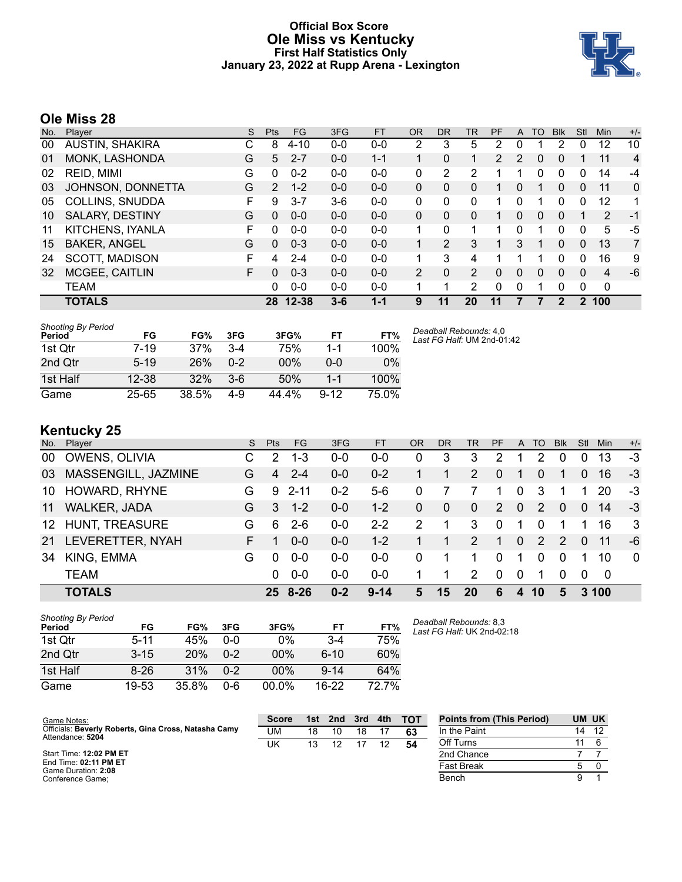# Official Box Score
## Ole Miss vs Kentucky
### First Half Statistics Only
### January 23, 2022 at Rupp Arena - Lexington

## Ole Miss 28

| No. | Player | S | Pts | FG | 3FG | FT | OR | DR | TR | PF | A | TO | Blk | Stl | Min | +/- |
|---|---|---|---|---|---|---|---|---|---|---|---|---|---|---|---|---|
| 00 | AUSTIN, SHAKIRA | C | 8 | 4-10 | 0-0 | 0-0 | 2 | 3 | 5 | 2 | 0 | 1 | 2 | 0 | 12 | 10 |
| 01 | MONK, LASHONDA | G | 5 | 2-7 | 0-0 | 1-1 | 1 | 0 | 1 | 2 | 2 | 0 | 0 | 1 | 11 | 4 |
| 02 | REID, MIMI | G | 0 | 0-2 | 0-0 | 0-0 | 0 | 2 | 2 | 1 | 1 | 0 | 0 | 0 | 14 | -4 |
| 03 | JOHNSON, DONNETTA | G | 2 | 1-2 | 0-0 | 0-0 | 0 | 0 | 0 | 1 | 0 | 1 | 0 | 0 | 11 | 0 |
| 05 | COLLINS, SNUDDA | F | 9 | 3-7 | 3-6 | 0-0 | 0 | 0 | 0 | 1 | 0 | 1 | 0 | 0 | 12 | 1 |
| 10 | SALARY, DESTINY | G | 0 | 0-0 | 0-0 | 0-0 | 0 | 0 | 0 | 1 | 0 | 0 | 0 | 1 | 2 | -1 |
| 11 | KITCHENS, IYANLA | F | 0 | 0-0 | 0-0 | 0-0 | 1 | 0 | 1 | 1 | 0 | 1 | 0 | 0 | 5 | -5 |
| 15 | BAKER, ANGEL | G | 0 | 0-3 | 0-0 | 0-0 | 1 | 2 | 3 | 1 | 3 | 1 | 0 | 0 | 13 | 7 |
| 24 | SCOTT, MADISON | F | 4 | 2-4 | 0-0 | 0-0 | 1 | 3 | 4 | 1 | 1 | 1 | 0 | 0 | 16 | 9 |
| 32 | MCGEE, CAITLIN | F | 0 | 0-3 | 0-0 | 0-0 | 2 | 0 | 2 | 0 | 0 | 0 | 0 | 0 | 4 | -6 |
| | TEAM | | 0 | 0-0 | 0-0 | 0-0 | 1 | 1 | 2 | 0 | 0 | 1 | 0 | 0 | 0 | |
| | **TOTALS** | | **28** | **12-38** | **3-6** | **1-1** | **9** | **11** | **20** | **11** | **7** | **7** | **2** | **2** | **100** | |

*Shooting By Period*

| Period | FG | FG% | 3FG | 3FG% | FT | FT% |
|---|---|---|---|---|---|---|
| 1st Qtr | 7-19 | 37% | 3-4 | 75% | 1-1 | 100% |
| 2nd Qtr | 5-19 | 26% | 0-2 | 00% | 0-0 | 0% |
| 1st Half | 12-38 | 32% | 3-6 | 50% | 1-1 | 100% |
| Game | 25-65 | 38.5% | 4-9 | 44.4% | 9-12 | 75.0% |

*Deadball Rebounds:* 4,0
*Last FG Half:* UM 2nd-01:42

## Kentucky 25

| No. | Player | S | Pts | FG | 3FG | FT | OR | DR | TR | PF | A | TO | Blk | Stl | Min | +/- |
|---|---|---|---|---|---|---|---|---|---|---|---|---|---|---|---|---|
| 00 | OWENS, OLIVIA | C | 2 | 1-3 | 0-0 | 0-0 | 0 | 3 | 3 | 2 | 1 | 2 | 0 | 0 | 13 | -3 |
| 03 | MASSENGILL, JAZMINE | G | 4 | 2-4 | 0-0 | 0-2 | 1 | 1 | 2 | 0 | 1 | 0 | 1 | 0 | 16 | -3 |
| 10 | HOWARD, RHYNE | G | 9 | 2-11 | 0-2 | 5-6 | 0 | 7 | 7 | 1 | 0 | 3 | 1 | 1 | 20 | -3 |
| 11 | WALKER, JADA | G | 3 | 1-2 | 0-0 | 1-2 | 0 | 0 | 0 | 2 | 0 | 2 | 0 | 0 | 14 | -3 |
| 12 | HUNT, TREASURE | G | 6 | 2-6 | 0-0 | 2-2 | 2 | 1 | 3 | 0 | 1 | 0 | 1 | 1 | 16 | 3 |
| 21 | LEVERETTER, NYAH | F | 1 | 0-0 | 0-0 | 1-2 | 1 | 1 | 2 | 1 | 0 | 2 | 2 | 0 | 11 | -6 |
| 34 | KING, EMMA | G | 0 | 0-0 | 0-0 | 0-0 | 0 | 1 | 1 | 0 | 1 | 0 | 0 | 1 | 10 | 0 |
| | TEAM | | 0 | 0-0 | 0-0 | 0-0 | 1 | 1 | 2 | 0 | 0 | 1 | 0 | 0 | 0 | |
| | **TOTALS** | | **25** | **8-26** | **0-2** | **9-14** | **5** | **15** | **20** | **6** | **4** | **10** | **5** | **3** | **100** | |

*Shooting By Period*

| Period | FG | FG% | 3FG | 3FG% | FT | FT% |
|---|---|---|---|---|---|---|
| 1st Qtr | 5-11 | 45% | 0-0 | 0% | 3-4 | 75% |
| 2nd Qtr | 3-15 | 20% | 0-2 | 00% | 6-10 | 60% |
| 1st Half | 8-26 | 31% | 0-2 | 00% | 9-14 | 64% |
| Game | 19-53 | 35.8% | 0-6 | 00.0% | 16-22 | 72.7% |

*Deadball Rebounds:* 8,3
*Last FG Half:* UK 2nd-02:18

Game Notes:
Officials: **Beverly Roberts, Gina Cross, Natasha Camy**
Attendance: **5204**

Start Time: **12:02 PM ET**
End Time: **02:11 PM ET**
Game Duration: **2:08**
Conference Game;

| Score | 1st | 2nd | 3rd | 4th | TOT |
|---|---|---|---|---|---|
| UM | 18 | 10 | 18 | 17 | **63** |
| UK | 13 | 12 | 17 | 12 | **54** |

| Points from (This Period) | UM | UK |
|---|---|---|
| In the Paint | 14 | 12 |
| Off Turns | 11 | 6 |
| 2nd Chance | 7 | 7 |
| Fast Break | 5 | 0 |
| Bench | 9 | 1 |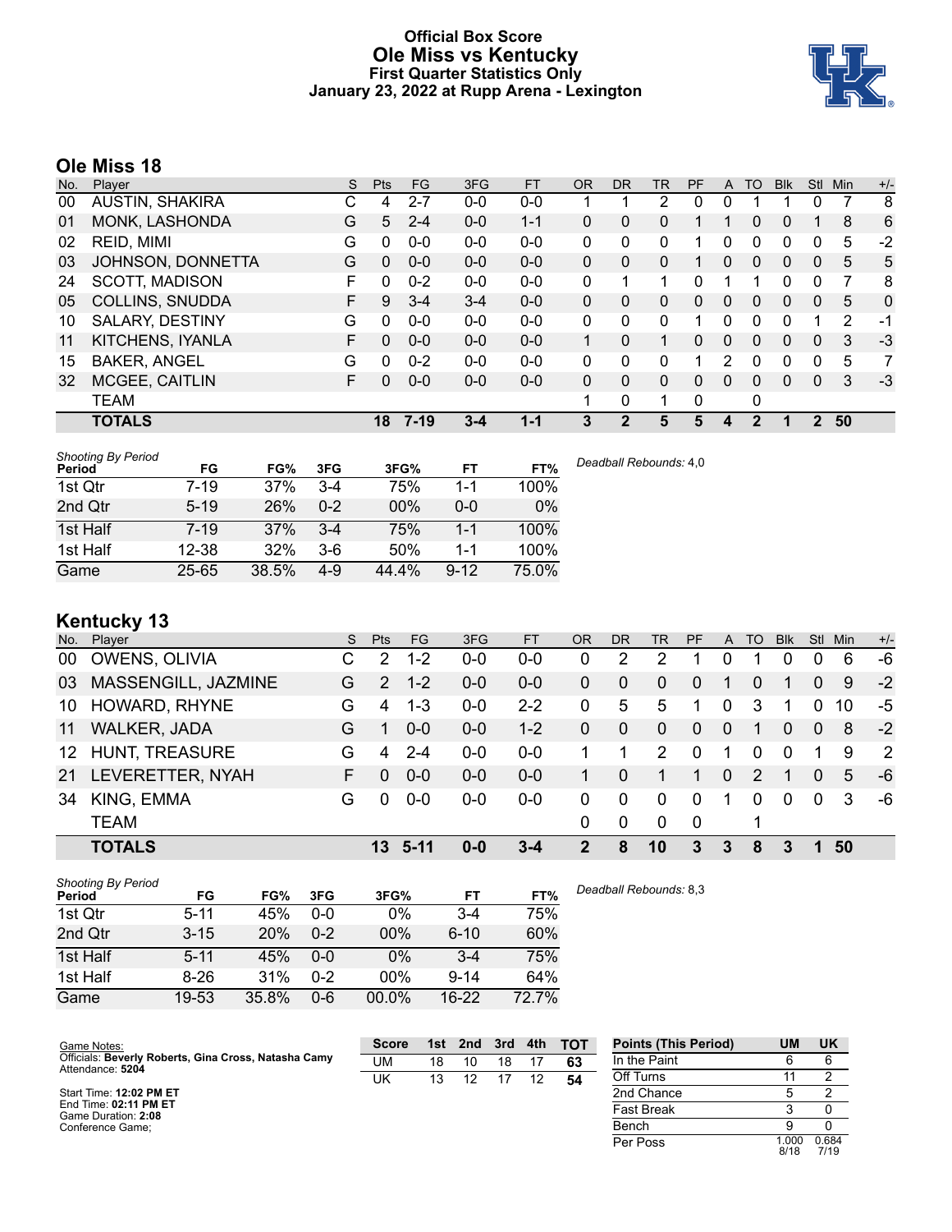# Official Box Score
## Ole Miss vs Kentucky
### First Quarter Statistics Only
### January 23, 2022 at Rupp Arena - Lexington

## Ole Miss 18

| No. | Player | S | Pts | FG | 3FG | FT | OR | DR | TR | PF | A | TO | Blk | Stl | Min | +/- |
|---|---|---|---|---|---|---|---|---|---|---|---|---|---|---|---|---|
| 00 | AUSTIN, SHAKIRA | C | 4 | 2-7 | 0-0 | 0-0 | 1 | 1 | 2 | 0 | 0 | 1 | 1 | 0 | 7 | 8 |
| 01 | MONK, LASHONDA | G | 5 | 2-4 | 0-0 | 1-1 | 0 | 0 | 0 | 1 | 1 | 0 | 0 | 1 | 8 | 6 |
| 02 | REID, MIMI | G | 0 | 0-0 | 0-0 | 0-0 | 0 | 0 | 0 | 1 | 0 | 0 | 0 | 0 | 5 | -2 |
| 03 | JOHNSON, DONNETTA | G | 0 | 0-0 | 0-0 | 0-0 | 0 | 0 | 0 | 1 | 0 | 0 | 0 | 0 | 5 | 5 |
| 24 | SCOTT, MADISON | F | 0 | 0-2 | 0-0 | 0-0 | 0 | 1 | 1 | 0 | 1 | 1 | 0 | 0 | 7 | 8 |
| 05 | COLLINS, SNUDDA | F | 9 | 3-4 | 3-4 | 0-0 | 0 | 0 | 0 | 0 | 0 | 0 | 0 | 0 | 5 | 0 |
| 10 | SALARY, DESTINY | G | 0 | 0-0 | 0-0 | 0-0 | 0 | 0 | 0 | 1 | 0 | 0 | 0 | 1 | 2 | -1 |
| 11 | KITCHENS, IYANLA | F | 0 | 0-0 | 0-0 | 0-0 | 1 | 0 | 1 | 0 | 0 | 0 | 0 | 0 | 3 | -3 |
| 15 | BAKER, ANGEL | G | 0 | 0-2 | 0-0 | 0-0 | 0 | 0 | 0 | 1 | 2 | 0 | 0 | 0 | 5 | 7 |
| 32 | MCGEE, CAITLIN | F | 0 | 0-0 | 0-0 | 0-0 | 0 | 0 | 0 | 0 | 0 | 0 | 0 | 0 | 3 | -3 |
| | TEAM | | | | | | 1 | 0 | 1 | 0 | | 0 | | | | |
| | **TOTALS** | | **18** | **7-19** | **3-4** | **1-1** | **3** | **2** | **5** | **5** | **4** | **2** | **1** | **2** | **50** | |

*Shooting By Period*

| Period | FG | FG% | 3FG | 3FG% | FT | FT% |
|---|---|---|---|---|---|---|
| 1st Qtr | 7-19 | 37% | 3-4 | 75% | 1-1 | 100% |
| 2nd Qtr | 5-19 | 26% | 0-2 | 00% | 0-0 | 0% |
| 1st Half | 7-19 | 37% | 3-4 | 75% | 1-1 | 100% |
| 1st Half | 12-38 | 32% | 3-6 | 50% | 1-1 | 100% |
| Game | 25-65 | 38.5% | 4-9 | 44.4% | 9-12 | 75.0% |

*Deadball Rebounds:* 4,0

## Kentucky 13

| No. | Player | S | Pts | FG | 3FG | FT | OR | DR | TR | PF | A | TO | Blk | Stl | Min | +/- |
|---|---|---|---|---|---|---|---|---|---|---|---|---|---|---|---|---|
| 00 | OWENS, OLIVIA | C | 2 | 1-2 | 0-0 | 0-0 | 0 | 2 | 2 | 1 | 0 | 1 | 0 | 0 | 6 | -6 |
| 03 | MASSENGILL, JAZMINE | G | 2 | 1-2 | 0-0 | 0-0 | 0 | 0 | 0 | 0 | 1 | 0 | 1 | 0 | 9 | -2 |
| 10 | HOWARD, RHYNE | G | 4 | 1-3 | 0-0 | 2-2 | 0 | 5 | 5 | 1 | 0 | 3 | 1 | 0 | 10 | -5 |
| 11 | WALKER, JADA | G | 1 | 0-0 | 0-0 | 1-2 | 0 | 0 | 0 | 0 | 0 | 1 | 0 | 0 | 8 | -2 |
| 12 | HUNT, TREASURE | G | 4 | 2-4 | 0-0 | 0-0 | 1 | 1 | 2 | 0 | 1 | 0 | 0 | 1 | 9 | 2 |
| 21 | LEVERETTER, NYAH | F | 0 | 0-0 | 0-0 | 0-0 | 1 | 0 | 1 | 1 | 0 | 2 | 1 | 0 | 5 | -6 |
| 34 | KING, EMMA | G | 0 | 0-0 | 0-0 | 0-0 | 0 | 0 | 0 | 0 | 1 | 0 | 0 | 0 | 3 | -6 |
| | TEAM | | | | | | 0 | 0 | 0 | 0 | | 1 | | | | |
| | **TOTALS** | | **13** | **5-11** | **0-0** | **3-4** | **2** | **8** | **10** | **3** | **3** | **8** | **3** | **1** | **50** | |

*Shooting By Period*

| Period | FG | FG% | 3FG | 3FG% | FT | FT% |
|---|---|---|---|---|---|---|
| 1st Qtr | 5-11 | 45% | 0-0 | 0% | 3-4 | 75% |
| 2nd Qtr | 3-15 | 20% | 0-2 | 00% | 6-10 | 60% |
| 1st Half | 5-11 | 45% | 0-0 | 0% | 3-4 | 75% |
| 1st Half | 8-26 | 31% | 0-2 | 00% | 9-14 | 64% |
| Game | 19-53 | 35.8% | 0-6 | 00.0% | 16-22 | 72.7% |

*Deadball Rebounds:* 8,3

Game Notes:
Officials: **Beverly Roberts, Gina Cross, Natasha Camy**
Attendance: **5204**

Start Time: **12:02 PM ET**
End Time: **02:11 PM ET**
Game Duration: **2:08**
Conference Game;

| Score | 1st | 2nd | 3rd | 4th | TOT |
|---|---|---|---|---|---|
| UM | 18 | 10 | 18 | 17 | **63** |
| UK | 13 | 12 | 17 | 12 | **54** |

| Points (This Period) | UM | UK |
|---|---|---|
| In the Paint | 6 | 6 |
| Off Turns | 11 | 2 |
| 2nd Chance | 5 | 2 |
| Fast Break | 3 | 0 |
| Bench | 9 | 0 |
| Per Poss | 1.000 8/18 | 0.684 7/19 |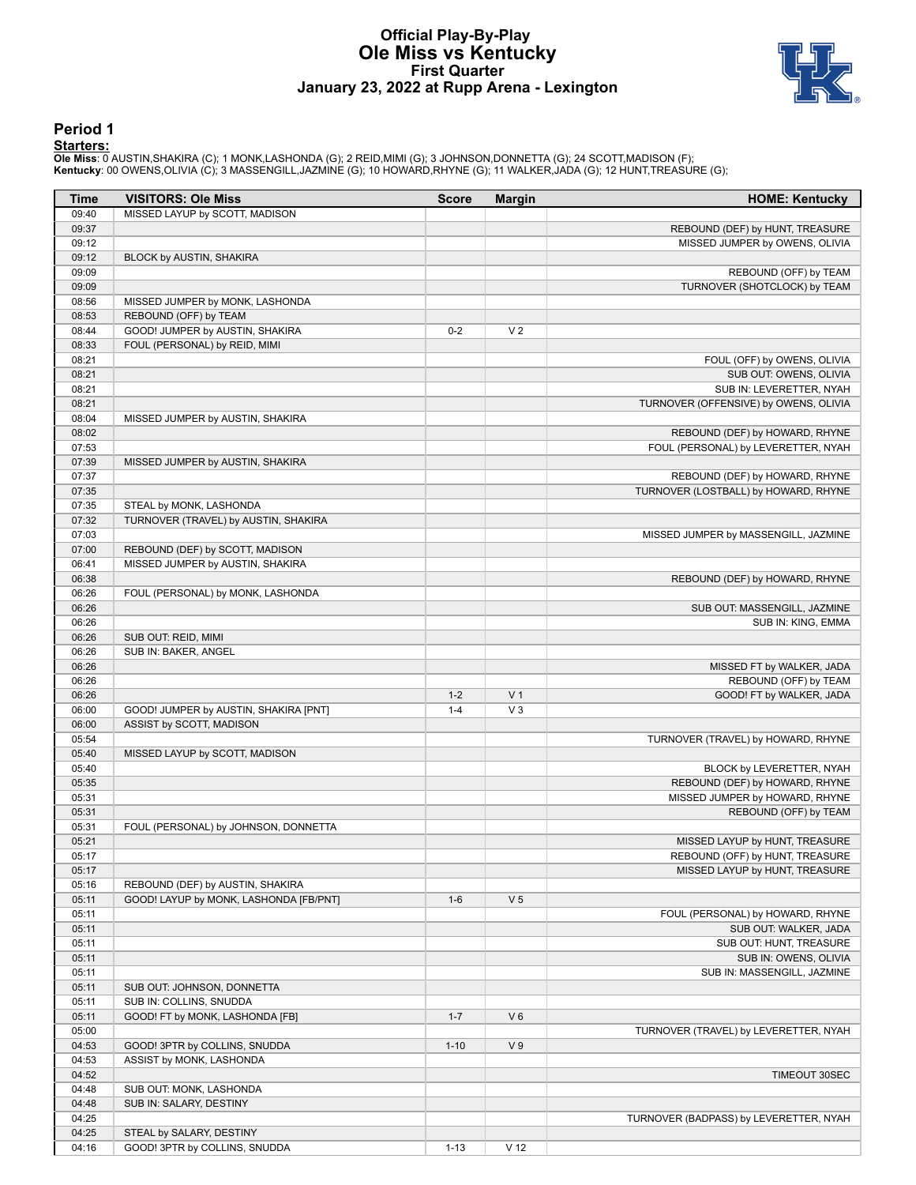# Official Play-By-Play
# Ole Miss vs Kentucky
## First Quarter
## January 23, 2022 at Rupp Arena - Lexington

### Period 1

**Starters:**

**Ole Miss**: 0 AUSTIN,SHAKIRA (C); 1 MONK,LASHONDA (G); 2 REID,MIMI (G); 3 JOHNSON,DONNETTA (G); 24 SCOTT,MADISON (F);
**Kentucky**: 00 OWENS,OLIVIA (C); 3 MASSENGILL,JAZMINE (G); 10 HOWARD,RHYNE (G); 11 WALKER,JADA (G); 12 HUNT,TREASURE (G);

| Time | VISITORS: Ole Miss | Score | Margin | HOME: Kentucky |
|---|---|---|---|---|
| 09:40 | MISSED LAYUP by SCOTT, MADISON | | | |
| 09:37 | | | | REBOUND (DEF) by HUNT, TREASURE |
| 09:12 | | | | MISSED JUMPER by OWENS, OLIVIA |
| 09:12 | BLOCK by AUSTIN, SHAKIRA | | | |
| 09:09 | | | | REBOUND (OFF) by TEAM |
| 09:09 | | | | TURNOVER (SHOTCLOCK) by TEAM |
| 08:56 | MISSED JUMPER by MONK, LASHONDA | | | |
| 08:53 | REBOUND (OFF) by TEAM | | | |
| 08:44 | GOOD! JUMPER by AUSTIN, SHAKIRA | 0-2 | V 2 | |
| 08:33 | FOUL (PERSONAL) by REID, MIMI | | | |
| 08:21 | | | | FOUL (OFF) by OWENS, OLIVIA |
| 08:21 | | | | SUB OUT: OWENS, OLIVIA |
| 08:21 | | | | SUB IN: LEVERETTER, NYAH |
| 08:21 | | | | TURNOVER (OFFENSIVE) by OWENS, OLIVIA |
| 08:04 | MISSED JUMPER by AUSTIN, SHAKIRA | | | |
| 08:02 | | | | REBOUND (DEF) by HOWARD, RHYNE |
| 07:53 | | | | FOUL (PERSONAL) by LEVERETTER, NYAH |
| 07:39 | MISSED JUMPER by AUSTIN, SHAKIRA | | | |
| 07:37 | | | | REBOUND (DEF) by HOWARD, RHYNE |
| 07:35 | | | | TURNOVER (LOSTBALL) by HOWARD, RHYNE |
| 07:35 | STEAL by MONK, LASHONDA | | | |
| 07:32 | TURNOVER (TRAVEL) by AUSTIN, SHAKIRA | | | |
| 07:03 | | | | MISSED JUMPER by MASSENGILL, JAZMINE |
| 07:00 | REBOUND (DEF) by SCOTT, MADISON | | | |
| 06:41 | MISSED JUMPER by AUSTIN, SHAKIRA | | | |
| 06:38 | | | | REBOUND (DEF) by HOWARD, RHYNE |
| 06:26 | FOUL (PERSONAL) by MONK, LASHONDA | | | |
| 06:26 | | | | SUB OUT: MASSENGILL, JAZMINE |
| 06:26 | | | | SUB IN: KING, EMMA |
| 06:26 | SUB OUT: REID, MIMI | | | |
| 06:26 | SUB IN: BAKER, ANGEL | | | |
| 06:26 | | | | MISSED FT by WALKER, JADA |
| 06:26 | | | | REBOUND (OFF) by TEAM |
| 06:26 | | 1-2 | V 1 | GOOD! FT by WALKER, JADA |
| 06:00 | GOOD! JUMPER by AUSTIN, SHAKIRA [PNT] | 1-4 | V 3 | |
| 06:00 | ASSIST by SCOTT, MADISON | | | |
| 05:54 | | | | TURNOVER (TRAVEL) by HOWARD, RHYNE |
| 05:40 | MISSED LAYUP by SCOTT, MADISON | | | |
| 05:40 | | | | BLOCK by LEVERETTER, NYAH |
| 05:35 | | | | REBOUND (DEF) by HOWARD, RHYNE |
| 05:31 | | | | MISSED JUMPER by HOWARD, RHYNE |
| 05:31 | | | | REBOUND (OFF) by TEAM |
| 05:31 | FOUL (PERSONAL) by JOHNSON, DONNETTA | | | |
| 05:21 | | | | MISSED LAYUP by HUNT, TREASURE |
| 05:17 | | | | REBOUND (OFF) by HUNT, TREASURE |
| 05:17 | | | | MISSED LAYUP by HUNT, TREASURE |
| 05:16 | REBOUND (DEF) by AUSTIN, SHAKIRA | | | |
| 05:11 | GOOD! LAYUP by MONK, LASHONDA [FB/PNT] | 1-6 | V 5 | |
| 05:11 | | | | FOUL (PERSONAL) by HOWARD, RHYNE |
| 05:11 | | | | SUB OUT: WALKER, JADA |
| 05:11 | | | | SUB OUT: HUNT, TREASURE |
| 05:11 | | | | SUB IN: OWENS, OLIVIA |
| 05:11 | | | | SUB IN: MASSENGILL, JAZMINE |
| 05:11 | SUB OUT: JOHNSON, DONNETTA | | | |
| 05:11 | SUB IN: COLLINS, SNUDDA | | | |
| 05:11 | GOOD! FT by MONK, LASHONDA [FB] | 1-7 | V 6 | |
| 05:00 | | | | TURNOVER (TRAVEL) by LEVERETTER, NYAH |
| 04:53 | GOOD! 3PTR by COLLINS, SNUDDA | 1-10 | V 9 | |
| 04:53 | ASSIST by MONK, LASHONDA | | | |
| 04:52 | | | | TIMEOUT 30SEC |
| 04:48 | SUB OUT: MONK, LASHONDA | | | |
| 04:48 | SUB IN: SALARY, DESTINY | | | |
| 04:25 | | | | TURNOVER (BADPASS) by LEVERETTER, NYAH |
| 04:25 | STEAL by SALARY, DESTINY | | | |
| 04:16 | GOOD! 3PTR by COLLINS, SNUDDA | 1-13 | V 12 | |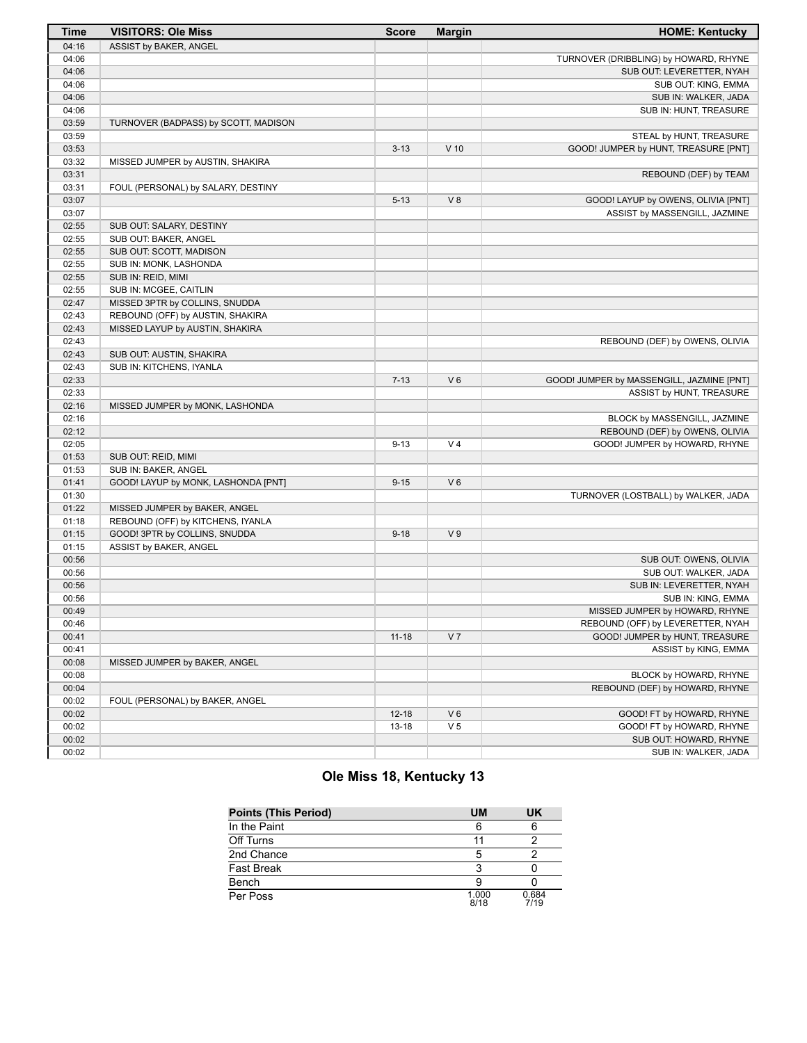| Time | VISITORS: Ole Miss | Score | Margin | HOME: Kentucky |
|---|---|---|---|---|
| 04:16 | ASSIST by BAKER, ANGEL | | | |
| 04:06 | | | | TURNOVER (DRIBBLING) by HOWARD, RHYNE |
| 04:06 | | | | SUB OUT: LEVERETTER, NYAH |
| 04:06 | | | | SUB OUT: KING, EMMA |
| 04:06 | | | | SUB IN: WALKER, JADA |
| 04:06 | | | | SUB IN: HUNT, TREASURE |
| 03:59 | TURNOVER (BADPASS) by SCOTT, MADISON | | | |
| 03:59 | | | | STEAL by HUNT, TREASURE |
| 03:53 | | 3-13 | V 10 | GOOD! JUMPER by HUNT, TREASURE [PNT] |
| 03:32 | MISSED JUMPER by AUSTIN, SHAKIRA | | | |
| 03:31 | | | | REBOUND (DEF) by TEAM |
| 03:31 | FOUL (PERSONAL) by SALARY, DESTINY | | | |
| 03:07 | | 5-13 | V 8 | GOOD! LAYUP by OWENS, OLIVIA [PNT] |
| 03:07 | | | | ASSIST by MASSENGILL, JAZMINE |
| 02:55 | SUB OUT: SALARY, DESTINY | | | |
| 02:55 | SUB OUT: BAKER, ANGEL | | | |
| 02:55 | SUB OUT: SCOTT, MADISON | | | |
| 02:55 | SUB IN: MONK, LASHONDA | | | |
| 02:55 | SUB IN: REID, MIMI | | | |
| 02:55 | SUB IN: MCGEE, CAITLIN | | | |
| 02:47 | MISSED 3PTR by COLLINS, SNUDDA | | | |
| 02:43 | REBOUND (OFF) by AUSTIN, SHAKIRA | | | |
| 02:43 | MISSED LAYUP by AUSTIN, SHAKIRA | | | |
| 02:43 | | | | REBOUND (DEF) by OWENS, OLIVIA |
| 02:43 | SUB OUT: AUSTIN, SHAKIRA | | | |
| 02:43 | SUB IN: KITCHENS, IYANLA | | | |
| 02:33 | | 7-13 | V 6 | GOOD! JUMPER by MASSENGILL, JAZMINE [PNT] |
| 02:33 | | | | ASSIST by HUNT, TREASURE |
| 02:16 | MISSED JUMPER by MONK, LASHONDA | | | |
| 02:16 | | | | BLOCK by MASSENGILL, JAZMINE |
| 02:12 | | | | REBOUND (DEF) by OWENS, OLIVIA |
| 02:05 | | 9-13 | V 4 | GOOD! JUMPER by HOWARD, RHYNE |
| 01:53 | SUB OUT: REID, MIMI | | | |
| 01:53 | SUB IN: BAKER, ANGEL | | | |
| 01:41 | GOOD! LAYUP by MONK, LASHONDA [PNT] | 9-15 | V 6 | |
| 01:30 | | | | TURNOVER (LOSTBALL) by WALKER, JADA |
| 01:22 | MISSED JUMPER by BAKER, ANGEL | | | |
| 01:18 | REBOUND (OFF) by KITCHENS, IYANLA | | | |
| 01:15 | GOOD! 3PTR by COLLINS, SNUDDA | 9-18 | V 9 | |
| 01:15 | ASSIST by BAKER, ANGEL | | | |
| 00:56 | | | | SUB OUT: OWENS, OLIVIA |
| 00:56 | | | | SUB OUT: WALKER, JADA |
| 00:56 | | | | SUB IN: LEVERETTER, NYAH |
| 00:56 | | | | SUB IN: KING, EMMA |
| 00:49 | | | | MISSED JUMPER by HOWARD, RHYNE |
| 00:46 | | | | REBOUND (OFF) by LEVERETTER, NYAH |
| 00:41 | | 11-18 | V 7 | GOOD! JUMPER by HUNT, TREASURE |
| 00:41 | | | | ASSIST by KING, EMMA |
| 00:08 | MISSED JUMPER by BAKER, ANGEL | | | |
| 00:08 | | | | BLOCK by HOWARD, RHYNE |
| 00:04 | | | | REBOUND (DEF) by HOWARD, RHYNE |
| 00:02 | FOUL (PERSONAL) by BAKER, ANGEL | | | |
| 00:02 | | 12-18 | V 6 | GOOD! FT by HOWARD, RHYNE |
| 00:02 | | 13-18 | V 5 | GOOD! FT by HOWARD, RHYNE |
| 00:02 | | | | SUB OUT: HOWARD, RHYNE |
| 00:02 | | | | SUB IN: WALKER, JADA |

## Ole Miss 18, Kentucky 13

| Points (This Period) | UM | UK |
|---|---|---|
| In the Paint | 6 | 6 |
| Off Turns | 11 | 2 |
| 2nd Chance | 5 | 2 |
| Fast Break | 3 | 0 |
| Bench | 9 | 0 |
| Per Poss | 1.000 8/18 | 0.684 7/19 |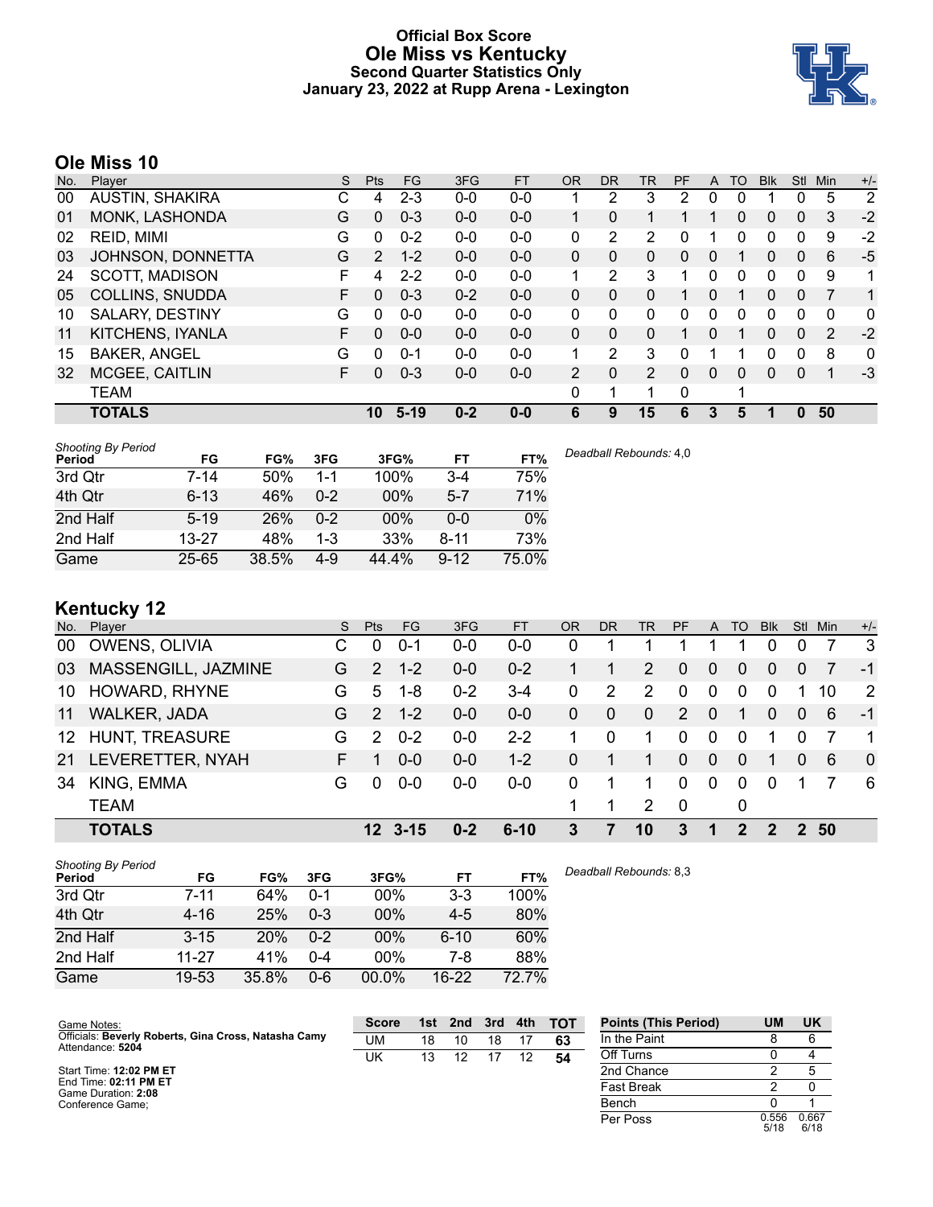# Official Box Score
# Ole Miss vs Kentucky
### Second Quarter Statistics Only
### January 23, 2022 at Rupp Arena - Lexington

## Ole Miss 10

| No. | Player | S | Pts | FG | 3FG | FT | OR | DR | TR | PF | A | TO | Blk | Stl | Min | +/- |
|---|---|---|---|---|---|---|---|---|---|---|---|---|---|---|---|---|
| 00 | AUSTIN, SHAKIRA | C | 4 | 2-3 | 0-0 | 0-0 | 1 | 2 | 3 | 2 | 0 | 0 | 1 | 0 | 5 | 2 |
| 01 | MONK, LASHONDA | G | 0 | 0-3 | 0-0 | 0-0 | 1 | 0 | 1 | 1 | 1 | 0 | 0 | 0 | 3 | -2 |
| 02 | REID, MIMI | G | 0 | 0-2 | 0-0 | 0-0 | 0 | 2 | 2 | 0 | 1 | 0 | 0 | 0 | 9 | -2 |
| 03 | JOHNSON, DONNETTA | G | 2 | 1-2 | 0-0 | 0-0 | 0 | 0 | 0 | 0 | 0 | 1 | 0 | 0 | 6 | -5 |
| 24 | SCOTT, MADISON | F | 4 | 2-2 | 0-0 | 0-0 | 1 | 2 | 3 | 1 | 0 | 0 | 0 | 0 | 9 | 1 |
| 05 | COLLINS, SNUDDA | F | 0 | 0-3 | 0-2 | 0-0 | 0 | 0 | 0 | 1 | 0 | 1 | 0 | 0 | 7 | 1 |
| 10 | SALARY, DESTINY | G | 0 | 0-0 | 0-0 | 0-0 | 0 | 0 | 0 | 0 | 0 | 0 | 0 | 0 | 0 | 0 |
| 11 | KITCHENS, IYANLA | F | 0 | 0-0 | 0-0 | 0-0 | 0 | 0 | 0 | 1 | 0 | 1 | 0 | 0 | 2 | -2 |
| 15 | BAKER, ANGEL | G | 0 | 0-1 | 0-0 | 0-0 | 1 | 2 | 3 | 0 | 1 | 1 | 0 | 0 | 8 | 0 |
| 32 | MCGEE, CAITLIN | F | 0 | 0-3 | 0-0 | 0-0 | 2 | 0 | 2 | 0 | 0 | 0 | 0 | 0 | 1 | -3 |
| | TEAM | | | | | | 0 | 1 | 1 | 0 | | 1 | | | | |
| | **TOTALS** | | **10** | **5-19** | **0-2** | **0-0** | **6** | **9** | **15** | **6** | **3** | **5** | **1** | **0** | **50** | |

*Shooting By Period*

| Period | FG | FG% | 3FG | 3FG% | FT | FT% |
|---|---|---|---|---|---|---|
| 3rd Qtr | 7-14 | 50% | 1-1 | 100% | 3-4 | 75% |
| 4th Qtr | 6-13 | 46% | 0-2 | 00% | 5-7 | 71% |
| 2nd Half | 5-19 | 26% | 0-2 | 00% | 0-0 | 0% |
| 2nd Half | 13-27 | 48% | 1-3 | 33% | 8-11 | 73% |
| Game | 25-65 | 38.5% | 4-9 | 44.4% | 9-12 | 75.0% |

*Deadball Rebounds:* 4,0

## Kentucky 12

| No. | Player | S | Pts | FG | 3FG | FT | OR | DR | TR | PF | A | TO | Blk | Stl | Min | +/- |
|---|---|---|---|---|---|---|---|---|---|---|---|---|---|---|---|---|
| 00 | OWENS, OLIVIA | C | 0 | 0-1 | 0-0 | 0-0 | 0 | 1 | 1 | 1 | 1 | 1 | 0 | 0 | 7 | 3 |
| 03 | MASSENGILL, JAZMINE | G | 2 | 1-2 | 0-0 | 0-2 | 1 | 1 | 2 | 0 | 0 | 0 | 0 | 0 | 7 | -1 |
| 10 | HOWARD, RHYNE | G | 5 | 1-8 | 0-2 | 3-4 | 0 | 2 | 2 | 0 | 0 | 0 | 0 | 1 | 10 | 2 |
| 11 | WALKER, JADA | G | 2 | 1-2 | 0-0 | 0-0 | 0 | 0 | 0 | 2 | 0 | 1 | 0 | 0 | 6 | -1 |
| 12 | HUNT, TREASURE | G | 2 | 0-2 | 0-0 | 2-2 | 1 | 0 | 1 | 0 | 0 | 0 | 1 | 0 | 7 | 1 |
| 21 | LEVERETTER, NYAH | F | 1 | 0-0 | 0-0 | 1-2 | 0 | 1 | 1 | 0 | 0 | 0 | 1 | 0 | 6 | 0 |
| 34 | KING, EMMA | G | 0 | 0-0 | 0-0 | 0-0 | 0 | 1 | 1 | 0 | 0 | 0 | 0 | 1 | 7 | 6 |
| | TEAM | | | | | | 1 | 1 | 2 | 0 | | 0 | | | | |
| | **TOTALS** | | **12** | **3-15** | **0-2** | **6-10** | **3** | **7** | **10** | **3** | **1** | **2** | **2** | **2** | **50** | |

*Shooting By Period*

| Period | FG | FG% | 3FG | 3FG% | FT | FT% |
|---|---|---|---|---|---|---|
| 3rd Qtr | 7-11 | 64% | 0-1 | 00% | 3-3 | 100% |
| 4th Qtr | 4-16 | 25% | 0-3 | 00% | 4-5 | 80% |
| 2nd Half | 3-15 | 20% | 0-2 | 00% | 6-10 | 60% |
| 2nd Half | 11-27 | 41% | 0-4 | 00% | 7-8 | 88% |
| Game | 19-53 | 35.8% | 0-6 | 00.0% | 16-22 | 72.7% |

*Deadball Rebounds:* 8,3

Game Notes:
Officials: **Beverly Roberts, Gina Cross, Natasha Camy**
Attendance: **5204**

Start Time: **12:02 PM ET**
End Time: **02:11 PM ET**
Game Duration: **2:08**
Conference Game;

| Score | 1st | 2nd | 3rd | 4th | TOT |
|---|---|---|---|---|---|
| UM | 18 | 10 | 18 | 17 | **63** |
| UK | 13 | 12 | 17 | 12 | **54** |

| Points (This Period) | UM | UK |
|---|---|---|
| In the Paint | 8 | 6 |
| Off Turns | 0 | 4 |
| 2nd Chance | 2 | 5 |
| Fast Break | 2 | 0 |
| Bench | 0 | 1 |
| Per Poss | 0.556 5/18 | 0.667 6/18 |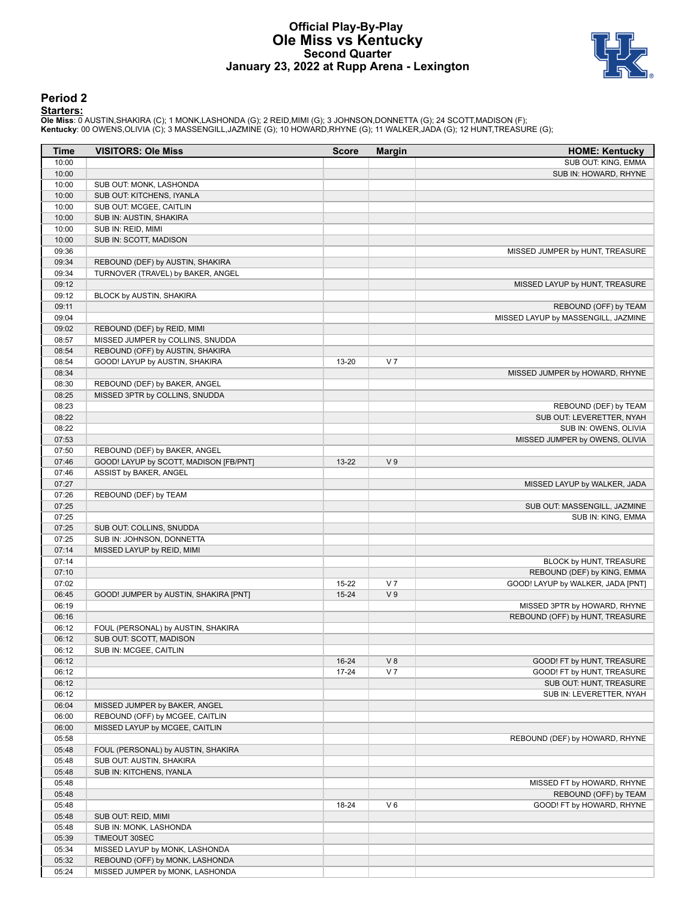# Official Play-By-Play
## Ole Miss vs Kentucky
### Second Quarter
### January 23, 2022 at Rupp Arena - Lexington

## Period 2

**Starters:**

**Ole Miss**: 0 AUSTIN,SHAKIRA (C); 1 MONK,LASHONDA (G); 2 REID,MIMI (G); 3 JOHNSON,DONNETTA (G); 24 SCOTT,MADISON (F);
**Kentucky**: 00 OWENS,OLIVIA (C); 3 MASSENGILL,JAZMINE (G); 10 HOWARD,RHYNE (G); 11 WALKER,JADA (G); 12 HUNT,TREASURE (G);

| Time | VISITORS: Ole Miss | Score | Margin | HOME: Kentucky |
|---|---|---|---|---|
| 10:00 | | | | SUB OUT: KING, EMMA |
| 10:00 | | | | SUB IN: HOWARD, RHYNE |
| 10:00 | SUB OUT: MONK, LASHONDA | | | |
| 10:00 | SUB OUT: KITCHENS, IYANLA | | | |
| 10:00 | SUB OUT: MCGEE, CAITLIN | | | |
| 10:00 | SUB IN: AUSTIN, SHAKIRA | | | |
| 10:00 | SUB IN: REID, MIMI | | | |
| 10:00 | SUB IN: SCOTT, MADISON | | | |
| 09:36 | | | | MISSED JUMPER by HUNT, TREASURE |
| 09:34 | REBOUND (DEF) by AUSTIN, SHAKIRA | | | |
| 09:34 | TURNOVER (TRAVEL) by BAKER, ANGEL | | | |
| 09:12 | | | | MISSED LAYUP by HUNT, TREASURE |
| 09:12 | BLOCK by AUSTIN, SHAKIRA | | | |
| 09:11 | | | | REBOUND (OFF) by TEAM |
| 09:04 | | | | MISSED LAYUP by MASSENGILL, JAZMINE |
| 09:02 | REBOUND (DEF) by REID, MIMI | | | |
| 08:57 | MISSED JUMPER by COLLINS, SNUDDA | | | |
| 08:54 | REBOUND (OFF) by AUSTIN, SHAKIRA | | | |
| 08:54 | GOOD! LAYUP by AUSTIN, SHAKIRA | 13-20 | V 7 | |
| 08:34 | | | | MISSED JUMPER by HOWARD, RHYNE |
| 08:30 | REBOUND (DEF) by BAKER, ANGEL | | | |
| 08:25 | MISSED 3PTR by COLLINS, SNUDDA | | | |
| 08:23 | | | | REBOUND (DEF) by TEAM |
| 08:22 | | | | SUB OUT: LEVERETTER, NYAH |
| 08:22 | | | | SUB IN: OWENS, OLIVIA |
| 07:53 | | | | MISSED JUMPER by OWENS, OLIVIA |
| 07:50 | REBOUND (DEF) by BAKER, ANGEL | | | |
| 07:46 | GOOD! LAYUP by SCOTT, MADISON [FB/PNT] | 13-22 | V 9 | |
| 07:46 | ASSIST by BAKER, ANGEL | | | |
| 07:27 | | | | MISSED LAYUP by WALKER, JADA |
| 07:26 | REBOUND (DEF) by TEAM | | | |
| 07:25 | | | | SUB OUT: MASSENGILL, JAZMINE |
| 07:25 | | | | SUB IN: KING, EMMA |
| 07:25 | SUB OUT: COLLINS, SNUDDA | | | |
| 07:25 | SUB IN: JOHNSON, DONNETTA | | | |
| 07:14 | MISSED LAYUP by REID, MIMI | | | |
| 07:14 | | | | BLOCK by HUNT, TREASURE |
| 07:10 | | | | REBOUND (DEF) by KING, EMMA |
| 07:02 | | 15-22 | V 7 | GOOD! LAYUP by WALKER, JADA [PNT] |
| 06:45 | GOOD! JUMPER by AUSTIN, SHAKIRA [PNT] | 15-24 | V 9 | |
| 06:19 | | | | MISSED 3PTR by HOWARD, RHYNE |
| 06:16 | | | | REBOUND (OFF) by HUNT, TREASURE |
| 06:12 | FOUL (PERSONAL) by AUSTIN, SHAKIRA | | | |
| 06:12 | SUB OUT: SCOTT, MADISON | | | |
| 06:12 | SUB IN: MCGEE, CAITLIN | | | |
| 06:12 | | 16-24 | V 8 | GOOD! FT by HUNT, TREASURE |
| 06:12 | | 17-24 | V 7 | GOOD! FT by HUNT, TREASURE |
| 06:12 | | | | SUB OUT: HUNT, TREASURE |
| 06:12 | | | | SUB IN: LEVERETTER, NYAH |
| 06:04 | MISSED JUMPER by BAKER, ANGEL | | | |
| 06:00 | REBOUND (OFF) by MCGEE, CAITLIN | | | |
| 06:00 | MISSED LAYUP by MCGEE, CAITLIN | | | |
| 05:58 | | | | REBOUND (DEF) by HOWARD, RHYNE |
| 05:48 | FOUL (PERSONAL) by AUSTIN, SHAKIRA | | | |
| 05:48 | SUB OUT: AUSTIN, SHAKIRA | | | |
| 05:48 | SUB IN: KITCHENS, IYANLA | | | |
| 05:48 | | | | MISSED FT by HOWARD, RHYNE |
| 05:48 | | | | REBOUND (OFF) by TEAM |
| 05:48 | | 18-24 | V 6 | GOOD! FT by HOWARD, RHYNE |
| 05:48 | SUB OUT: REID, MIMI | | | |
| 05:48 | SUB IN: MONK, LASHONDA | | | |
| 05:39 | TIMEOUT 30SEC | | | |
| 05:34 | MISSED LAYUP by MONK, LASHONDA | | | |
| 05:32 | REBOUND (OFF) by MONK, LASHONDA | | | |
| 05:24 | MISSED JUMPER by MONK, LASHONDA | | | |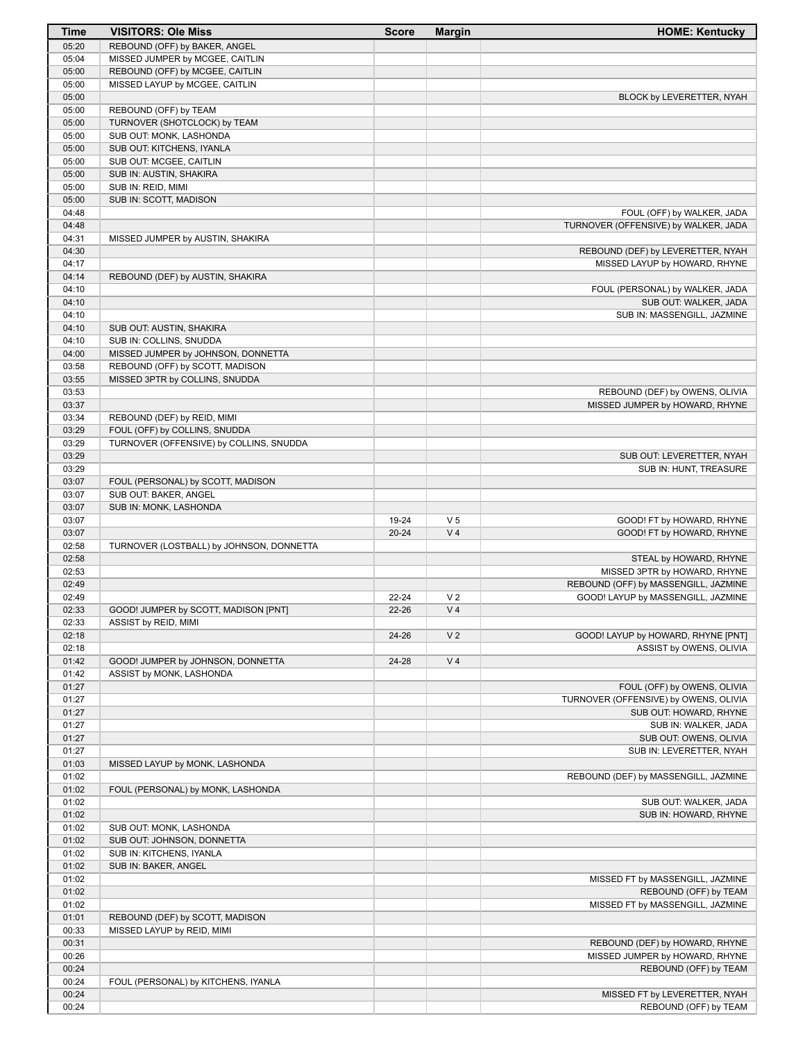| Time | VISITORS: Ole Miss | Score | Margin | HOME: Kentucky |
| --- | --- | --- | --- | --- |
| 05:20 | REBOUND (OFF) by BAKER, ANGEL | | | |
| 05:04 | MISSED JUMPER by MCGEE, CAITLIN | | | |
| 05:00 | REBOUND (OFF) by MCGEE, CAITLIN | | | |
| 05:00 | MISSED LAYUP by MCGEE, CAITLIN | | | |
| 05:00 | | | | BLOCK by LEVERETTER, NYAH |
| 05:00 | REBOUND (OFF) by TEAM | | | |
| 05:00 | TURNOVER (SHOTCLOCK) by TEAM | | | |
| 05:00 | SUB OUT: MONK, LASHONDA | | | |
| 05:00 | SUB OUT: KITCHENS, IYANLA | | | |
| 05:00 | SUB OUT: MCGEE, CAITLIN | | | |
| 05:00 | SUB IN: AUSTIN, SHAKIRA | | | |
| 05:00 | SUB IN: REID, MIMI | | | |
| 05:00 | SUB IN: SCOTT, MADISON | | | |
| 04:48 | | | | FOUL (OFF) by WALKER, JADA |
| 04:48 | | | | TURNOVER (OFFENSIVE) by WALKER, JADA |
| 04:31 | MISSED JUMPER by AUSTIN, SHAKIRA | | | |
| 04:30 | | | | REBOUND (DEF) by LEVERETTER, NYAH |
| 04:17 | | | | MISSED LAYUP by HOWARD, RHYNE |
| 04:14 | REBOUND (DEF) by AUSTIN, SHAKIRA | | | |
| 04:10 | | | | FOUL (PERSONAL) by WALKER, JADA |
| 04:10 | | | | SUB OUT: WALKER, JADA |
| 04:10 | | | | SUB IN: MASSENGILL, JAZMINE |
| 04:10 | SUB OUT: AUSTIN, SHAKIRA | | | |
| 04:10 | SUB IN: COLLINS, SNUDDA | | | |
| 04:00 | MISSED JUMPER by JOHNSON, DONNETTA | | | |
| 03:58 | REBOUND (OFF) by SCOTT, MADISON | | | |
| 03:55 | MISSED 3PTR by COLLINS, SNUDDA | | | |
| 03:53 | | | | REBOUND (DEF) by OWENS, OLIVIA |
| 03:37 | | | | MISSED JUMPER by HOWARD, RHYNE |
| 03:34 | REBOUND (DEF) by REID, MIMI | | | |
| 03:29 | FOUL (OFF) by COLLINS, SNUDDA | | | |
| 03:29 | TURNOVER (OFFENSIVE) by COLLINS, SNUDDA | | | |
| 03:29 | | | | SUB OUT: LEVERETTER, NYAH |
| 03:29 | | | | SUB IN: HUNT, TREASURE |
| 03:07 | FOUL (PERSONAL) by SCOTT, MADISON | | | |
| 03:07 | SUB OUT: BAKER, ANGEL | | | |
| 03:07 | SUB IN: MONK, LASHONDA | | | |
| 03:07 | | 19-24 | V 5 | GOOD! FT by HOWARD, RHYNE |
| 03:07 | | 20-24 | V 4 | GOOD! FT by HOWARD, RHYNE |
| 02:58 | TURNOVER (LOSTBALL) by JOHNSON, DONNETTA | | | |
| 02:58 | | | | STEAL by HOWARD, RHYNE |
| 02:53 | | | | MISSED 3PTR by HOWARD, RHYNE |
| 02:49 | | | | REBOUND (OFF) by MASSENGILL, JAZMINE |
| 02:49 | | 22-24 | V 2 | GOOD! LAYUP by MASSENGILL, JAZMINE |
| 02:33 | GOOD! JUMPER by SCOTT, MADISON [PNT] | 22-26 | V 4 | |
| 02:33 | ASSIST by REID, MIMI | | | |
| 02:18 | | 24-26 | V 2 | GOOD! LAYUP by HOWARD, RHYNE [PNT] |
| 02:18 | | | | ASSIST by OWENS, OLIVIA |
| 01:42 | GOOD! JUMPER by JOHNSON, DONNETTA | 24-28 | V 4 | |
| 01:42 | ASSIST by MONK, LASHONDA | | | |
| 01:27 | | | | FOUL (OFF) by OWENS, OLIVIA |
| 01:27 | | | | TURNOVER (OFFENSIVE) by OWENS, OLIVIA |
| 01:27 | | | | SUB OUT: HOWARD, RHYNE |
| 01:27 | | | | SUB IN: WALKER, JADA |
| 01:27 | | | | SUB OUT: OWENS, OLIVIA |
| 01:27 | | | | SUB IN: LEVERETTER, NYAH |
| 01:03 | MISSED LAYUP by MONK, LASHONDA | | | |
| 01:02 | | | | REBOUND (DEF) by MASSENGILL, JAZMINE |
| 01:02 | FOUL (PERSONAL) by MONK, LASHONDA | | | |
| 01:02 | | | | SUB OUT: WALKER, JADA |
| 01:02 | | | | SUB IN: HOWARD, RHYNE |
| 01:02 | SUB OUT: MONK, LASHONDA | | | |
| 01:02 | SUB OUT: JOHNSON, DONNETTA | | | |
| 01:02 | SUB IN: KITCHENS, IYANLA | | | |
| 01:02 | SUB IN: BAKER, ANGEL | | | |
| 01:02 | | | | MISSED FT by MASSENGILL, JAZMINE |
| 01:02 | | | | REBOUND (OFF) by TEAM |
| 01:02 | | | | MISSED FT by MASSENGILL, JAZMINE |
| 01:01 | REBOUND (DEF) by SCOTT, MADISON | | | |
| 00:33 | MISSED LAYUP by REID, MIMI | | | |
| 00:31 | | | | REBOUND (DEF) by HOWARD, RHYNE |
| 00:26 | | | | MISSED JUMPER by HOWARD, RHYNE |
| 00:24 | | | | REBOUND (OFF) by TEAM |
| 00:24 | FOUL (PERSONAL) by KITCHENS, IYANLA | | | |
| 00:24 | | | | MISSED FT by LEVERETTER, NYAH |
| 00:24 | | | | REBOUND (OFF) by TEAM |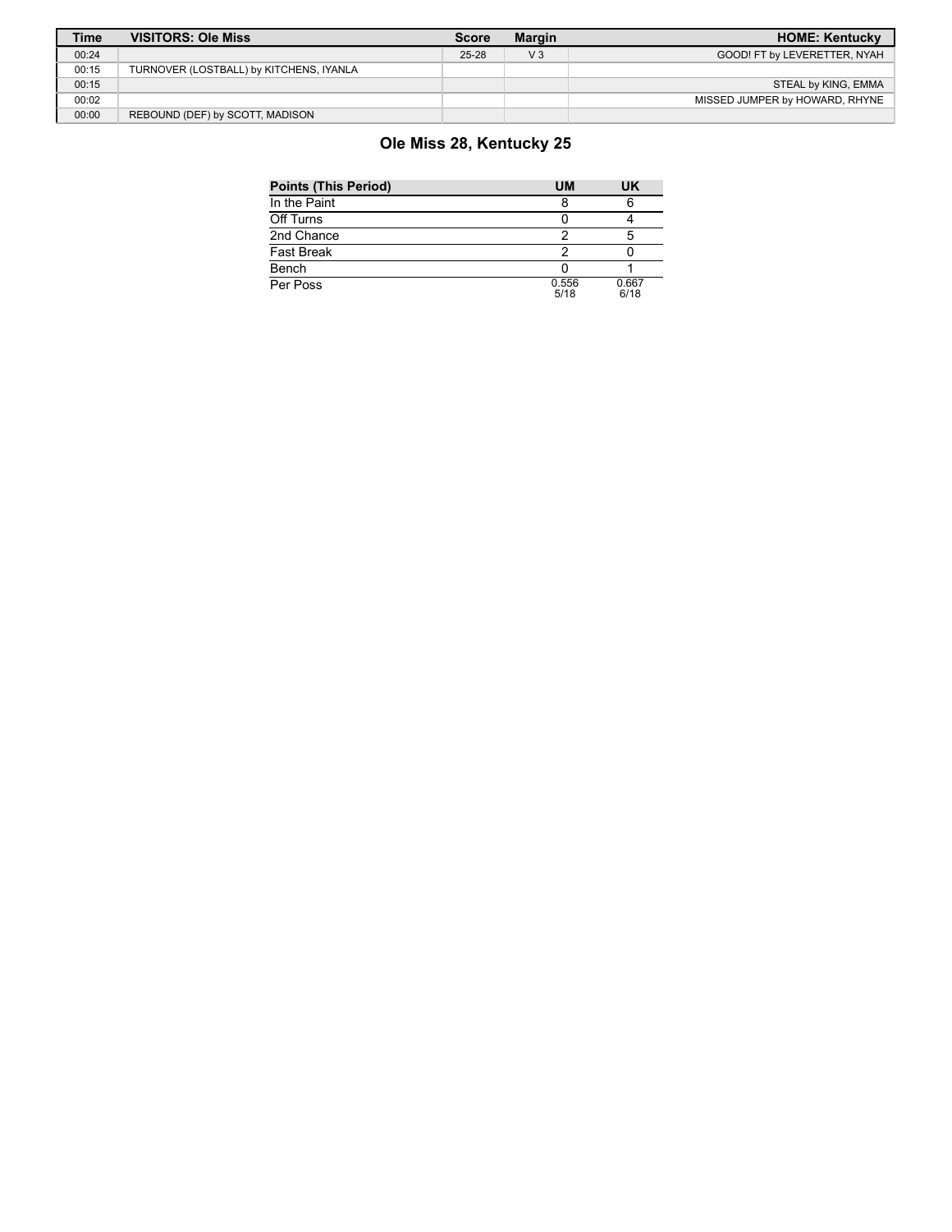| Time | VISITORS: Ole Miss | Score | Margin | HOME: Kentucky |
|---|---|---|---|---|
| 00:24 | | 25-28 | V 3 | GOOD! FT by LEVERETTER, NYAH |
| 00:15 | TURNOVER (LOSTBALL) by KITCHENS, IYANLA | | | |
| 00:15 | | | | STEAL by KING, EMMA |
| 00:02 | | | | MISSED JUMPER by HOWARD, RHYNE |
| 00:00 | REBOUND (DEF) by SCOTT, MADISON | | | |

## Ole Miss 28, Kentucky 25

| Points (This Period) | UM | UK |
|---|---|---|
| In the Paint | 8 | 6 |
| Off Turns | 0 | 4 |
| 2nd Chance | 2 | 5 |
| Fast Break | 2 | 0 |
| Bench | 0 | 1 |
| Per Poss | 0.556 5/18 | 0.667 6/18 |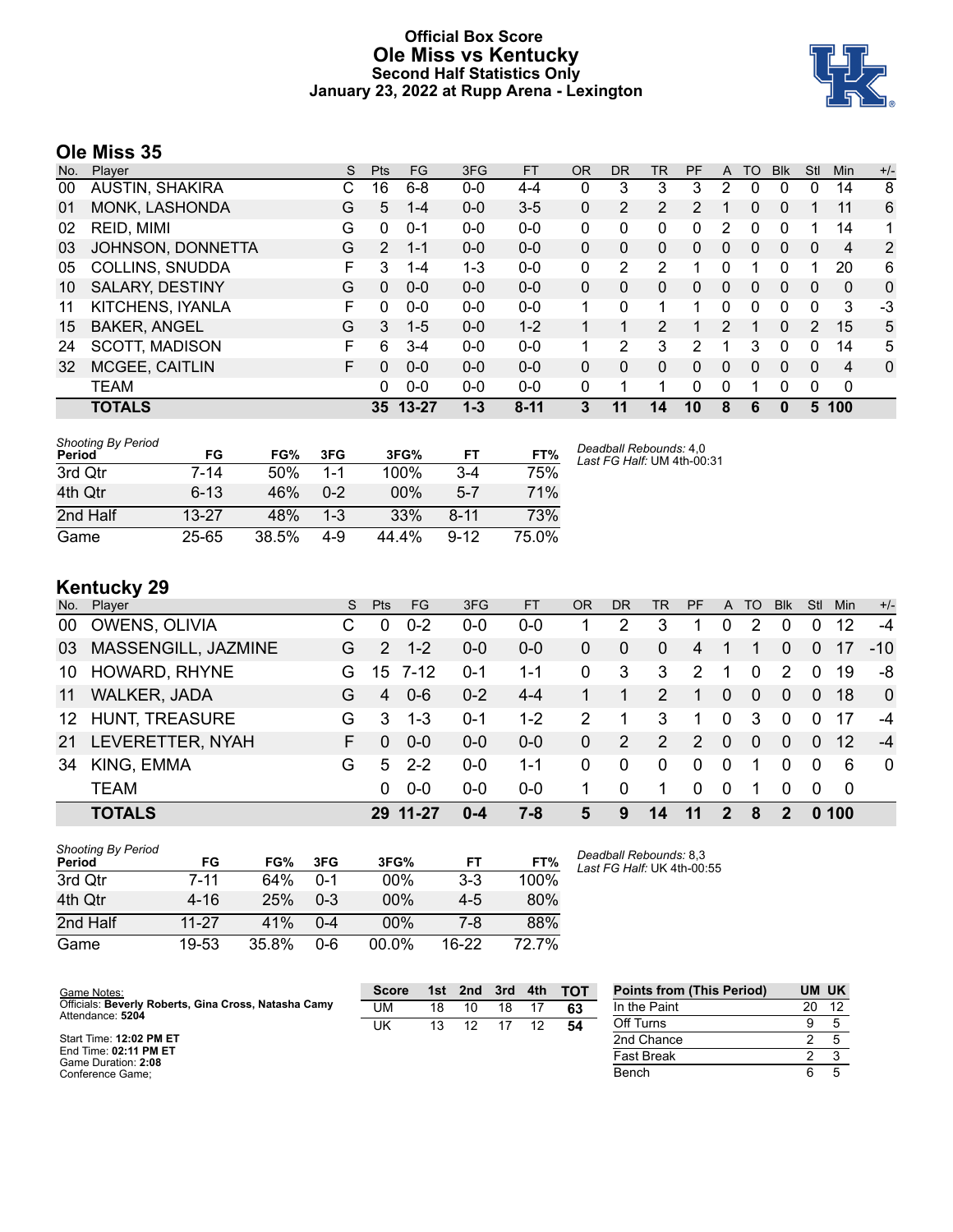# Official Box Score
# Ole Miss vs Kentucky
## Second Half Statistics Only
### January 23, 2022 at Rupp Arena - Lexington

## Ole Miss 35

| No. | Player | S | Pts | FG | 3FG | FT | OR | DR | TR | PF | A | TO | Blk | Stl | Min | +/- |
|---|---|---|---|---|---|---|---|---|---|---|---|---|---|---|---|---|
| 00 | AUSTIN, SHAKIRA | C | 16 | 6-8 | 0-0 | 4-4 | 0 | 3 | 3 | 3 | 2 | 0 | 0 | 0 | 14 | 8 |
| 01 | MONK, LASHONDA | G | 5 | 1-4 | 0-0 | 3-5 | 0 | 2 | 2 | 2 | 1 | 0 | 0 | 1 | 11 | 6 |
| 02 | REID, MIMI | G | 0 | 0-1 | 0-0 | 0-0 | 0 | 0 | 0 | 0 | 2 | 0 | 0 | 1 | 14 | 1 |
| 03 | JOHNSON, DONNETTA | G | 2 | 1-1 | 0-0 | 0-0 | 0 | 0 | 0 | 0 | 0 | 0 | 0 | 0 | 4 | 2 |
| 05 | COLLINS, SNUDDA | F | 3 | 1-4 | 1-3 | 0-0 | 0 | 2 | 2 | 1 | 0 | 1 | 0 | 1 | 20 | 6 |
| 10 | SALARY, DESTINY | G | 0 | 0-0 | 0-0 | 0-0 | 0 | 0 | 0 | 0 | 0 | 0 | 0 | 0 | 0 | 0 |
| 11 | KITCHENS, IYANLA | F | 0 | 0-0 | 0-0 | 0-0 | 1 | 0 | 1 | 1 | 0 | 0 | 0 | 0 | 3 | -3 |
| 15 | BAKER, ANGEL | G | 3 | 1-5 | 0-0 | 1-2 | 1 | 1 | 2 | 1 | 2 | 1 | 0 | 2 | 15 | 5 |
| 24 | SCOTT, MADISON | F | 6 | 3-4 | 0-0 | 0-0 | 1 | 2 | 3 | 2 | 1 | 3 | 0 | 0 | 14 | 5 |
| 32 | MCGEE, CAITLIN | F | 0 | 0-0 | 0-0 | 0-0 | 0 | 0 | 0 | 0 | 0 | 0 | 0 | 0 | 4 | 0 |
| | TEAM | | 0 | 0-0 | 0-0 | 0-0 | 0 | 1 | 1 | 0 | 0 | 1 | 0 | 0 | 0 | |
| | **TOTALS** | | **35** | **13-27** | **1-3** | **8-11** | **3** | **11** | **14** | **10** | **8** | **6** | **0** | **5** | **100** | |

*Shooting By Period*

| Period | FG | FG% | 3FG | 3FG% | FT | FT% |
|---|---|---|---|---|---|---|
| 3rd Qtr | 7-14 | 50% | 1-1 | 100% | 3-4 | 75% |
| 4th Qtr | 6-13 | 46% | 0-2 | 00% | 5-7 | 71% |
| 2nd Half | 13-27 | 48% | 1-3 | 33% | 8-11 | 73% |
| Game | 25-65 | 38.5% | 4-9 | 44.4% | 9-12 | 75.0% |

*Deadball Rebounds:* 4,0
*Last FG Half:* UM 4th-00:31

## Kentucky 29

| No. | Player | S | Pts | FG | 3FG | FT | OR | DR | TR | PF | A | TO | Blk | Stl | Min | +/- |
|---|---|---|---|---|---|---|---|---|---|---|---|---|---|---|---|---|
| 00 | OWENS, OLIVIA | C | 0 | 0-2 | 0-0 | 0-0 | 1 | 2 | 3 | 1 | 0 | 2 | 0 | 0 | 12 | -4 |
| 03 | MASSENGILL, JAZMINE | G | 2 | 1-2 | 0-0 | 0-0 | 0 | 0 | 0 | 4 | 1 | 1 | 0 | 0 | 17 | -10 |
| 10 | HOWARD, RHYNE | G | 15 | 7-12 | 0-1 | 1-1 | 0 | 3 | 3 | 2 | 1 | 0 | 2 | 0 | 19 | -8 |
| 11 | WALKER, JADA | G | 4 | 0-6 | 0-2 | 4-4 | 1 | 1 | 2 | 1 | 0 | 0 | 0 | 0 | 18 | 0 |
| 12 | HUNT, TREASURE | G | 3 | 1-3 | 0-1 | 1-2 | 2 | 1 | 3 | 1 | 0 | 3 | 0 | 0 | 17 | -4 |
| 21 | LEVERETTER, NYAH | F | 0 | 0-0 | 0-0 | 0-0 | 0 | 2 | 2 | 2 | 0 | 0 | 0 | 0 | 12 | -4 |
| 34 | KING, EMMA | G | 5 | 2-2 | 0-0 | 1-1 | 0 | 0 | 0 | 0 | 0 | 1 | 0 | 0 | 6 | 0 |
| | TEAM | | 0 | 0-0 | 0-0 | 0-0 | 1 | 0 | 1 | 0 | 0 | 1 | 0 | 0 | 0 | |
| | **TOTALS** | | **29** | **11-27** | **0-4** | **7-8** | **5** | **9** | **14** | **11** | **2** | **8** | **2** | **0** | **100** | |

*Shooting By Period*

| Period | FG | FG% | 3FG | 3FG% | FT | FT% |
|---|---|---|---|---|---|---|
| 3rd Qtr | 7-11 | 64% | 0-1 | 00% | 3-3 | 100% |
| 4th Qtr | 4-16 | 25% | 0-3 | 00% | 4-5 | 80% |
| 2nd Half | 11-27 | 41% | 0-4 | 00% | 7-8 | 88% |
| Game | 19-53 | 35.8% | 0-6 | 00.0% | 16-22 | 72.7% |

*Deadball Rebounds:* 8,3
*Last FG Half:* UK 4th-00:55

Game Notes:
Officials: **Beverly Roberts, Gina Cross, Natasha Camy**
Attendance: **5204**

Start Time: **12:02 PM ET**
End Time: **02:11 PM ET**
Game Duration: **2:08**
Conference Game;

| Score | 1st | 2nd | 3rd | 4th | TOT |
|---|---|---|---|---|---|
| UM | 18 | 10 | 18 | 17 | **63** |
| UK | 13 | 12 | 17 | 12 | **54** |

| Points from (This Period) | UM | UK |
|---|---|---|
| In the Paint | 20 | 12 |
| Off Turns | 9 | 5 |
| 2nd Chance | 2 | 5 |
| Fast Break | 2 | 3 |
| Bench | 6 | 5 |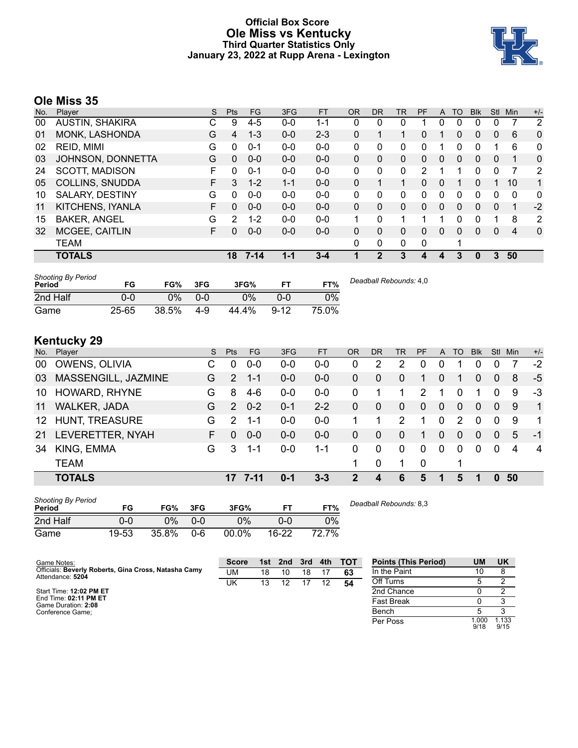# Official Box Score
# Ole Miss vs Kentucky
### Third Quarter Statistics Only
### January 23, 2022 at Rupp Arena - Lexington

## Ole Miss 35

| No. | Player | S | Pts | FG | 3FG | FT | OR | DR | TR | PF | A | TO | Blk | Stl | Min | +/- |
|---|---|---|---|---|---|---|---|---|---|---|---|---|---|---|---|---|
| 00 | AUSTIN, SHAKIRA | C | 9 | 4-5 | 0-0 | 1-1 | 0 | 0 | 0 | 1 | 0 | 0 | 0 | 0 | 7 | 2 |
| 01 | MONK, LASHONDA | G | 4 | 1-3 | 0-0 | 2-3 | 0 | 1 | 1 | 0 | 1 | 0 | 0 | 0 | 6 | 0 |
| 02 | REID, MIMI | G | 0 | 0-1 | 0-0 | 0-0 | 0 | 0 | 0 | 0 | 1 | 0 | 0 | 1 | 6 | 0 |
| 03 | JOHNSON, DONNETTA | G | 0 | 0-0 | 0-0 | 0-0 | 0 | 0 | 0 | 0 | 0 | 0 | 0 | 0 | 1 | 0 |
| 24 | SCOTT, MADISON | F | 0 | 0-1 | 0-0 | 0-0 | 0 | 0 | 0 | 2 | 1 | 1 | 0 | 0 | 7 | 2 |
| 05 | COLLINS, SNUDDA | F | 3 | 1-2 | 1-1 | 0-0 | 0 | 1 | 1 | 0 | 0 | 1 | 0 | 1 | 10 | 1 |
| 10 | SALARY, DESTINY | G | 0 | 0-0 | 0-0 | 0-0 | 0 | 0 | 0 | 0 | 0 | 0 | 0 | 0 | 0 | 0 |
| 11 | KITCHENS, IYANLA | F | 0 | 0-0 | 0-0 | 0-0 | 0 | 0 | 0 | 0 | 0 | 0 | 0 | 0 | 1 | -2 |
| 15 | BAKER, ANGEL | G | 2 | 1-2 | 0-0 | 0-0 | 1 | 0 | 1 | 1 | 1 | 0 | 0 | 1 | 8 | 2 |
| 32 | MCGEE, CAITLIN | F | 0 | 0-0 | 0-0 | 0-0 | 0 | 0 | 0 | 0 | 0 | 0 | 0 | 0 | 4 | 0 |
| | TEAM | | | | | | 0 | 0 | 0 | 0 | | 1 | | | | |
| | **TOTALS** | | **18** | **7-14** | **1-1** | **3-4** | **1** | **2** | **3** | **4** | **4** | **3** | **0** | **3** | **50** | |

| Shooting By Period Period | FG | FG% | 3FG | 3FG% | FT | FT% |
|---|---|---|---|---|---|---|
| 2nd Half | 0-0 | 0% | 0-0 | 0% | 0-0 | 0% |
| Game | 25-65 | 38.5% | 4-9 | 44.4% | 9-12 | 75.0% |

*Deadball Rebounds:* 4,0

## Kentucky 29

| No. | Player | S | Pts | FG | 3FG | FT | OR | DR | TR | PF | A | TO | Blk | Stl | Min | +/- |
|---|---|---|---|---|---|---|---|---|---|---|---|---|---|---|---|---|
| 00 | OWENS, OLIVIA | C | 0 | 0-0 | 0-0 | 0-0 | 0 | 2 | 2 | 0 | 0 | 1 | 0 | 0 | 7 | -2 |
| 03 | MASSENGILL, JAZMINE | G | 2 | 1-1 | 0-0 | 0-0 | 0 | 0 | 0 | 1 | 0 | 1 | 0 | 0 | 8 | -5 |
| 10 | HOWARD, RHYNE | G | 8 | 4-6 | 0-0 | 0-0 | 0 | 1 | 1 | 2 | 1 | 0 | 1 | 0 | 9 | -3 |
| 11 | WALKER, JADA | G | 2 | 0-2 | 0-1 | 2-2 | 0 | 0 | 0 | 0 | 0 | 0 | 0 | 0 | 9 | 1 |
| 12 | HUNT, TREASURE | G | 2 | 1-1 | 0-0 | 0-0 | 1 | 1 | 2 | 1 | 0 | 2 | 0 | 0 | 9 | 1 |
| 21 | LEVERETTER, NYAH | F | 0 | 0-0 | 0-0 | 0-0 | 0 | 0 | 0 | 1 | 0 | 0 | 0 | 0 | 5 | -1 |
| 34 | KING, EMMA | G | 3 | 1-1 | 0-0 | 1-1 | 0 | 0 | 0 | 0 | 0 | 0 | 0 | 0 | 4 | 4 |
| | TEAM | | | | | | 1 | 0 | 1 | 0 | | 1 | | | | |
| | **TOTALS** | | **17** | **7-11** | **0-1** | **3-3** | **2** | **4** | **6** | **5** | **1** | **5** | **1** | **0** | **50** | |

| Shooting By Period Period | FG | FG% | 3FG | 3FG% | FT | FT% |
|---|---|---|---|---|---|---|
| 2nd Half | 0-0 | 0% | 0-0 | 0% | 0-0 | 0% |
| Game | 19-53 | 35.8% | 0-6 | 00.0% | 16-22 | 72.7% |

*Deadball Rebounds:* 8,3

Game Notes:
Officials: **Beverly Roberts, Gina Cross, Natasha Camy**
Attendance: **5204**

Start Time: **12:02 PM ET**
End Time: **02:11 PM ET**
Game Duration: **2:08**
Conference Game;

| Score | 1st | 2nd | 3rd | 4th | TOT |
|---|---|---|---|---|---|
| UM | 18 | 10 | 18 | 17 | **63** |
| UK | 13 | 12 | 17 | 12 | **54** |

| Points (This Period) | UM | UK |
|---|---|---|
| In the Paint | 10 | 8 |
| Off Turns | 5 | 2 |
| 2nd Chance | 0 | 2 |
| Fast Break | 0 | 3 |
| Bench | 5 | 3 |
| Per Poss | 1.000 9/18 | 1.133 9/15 |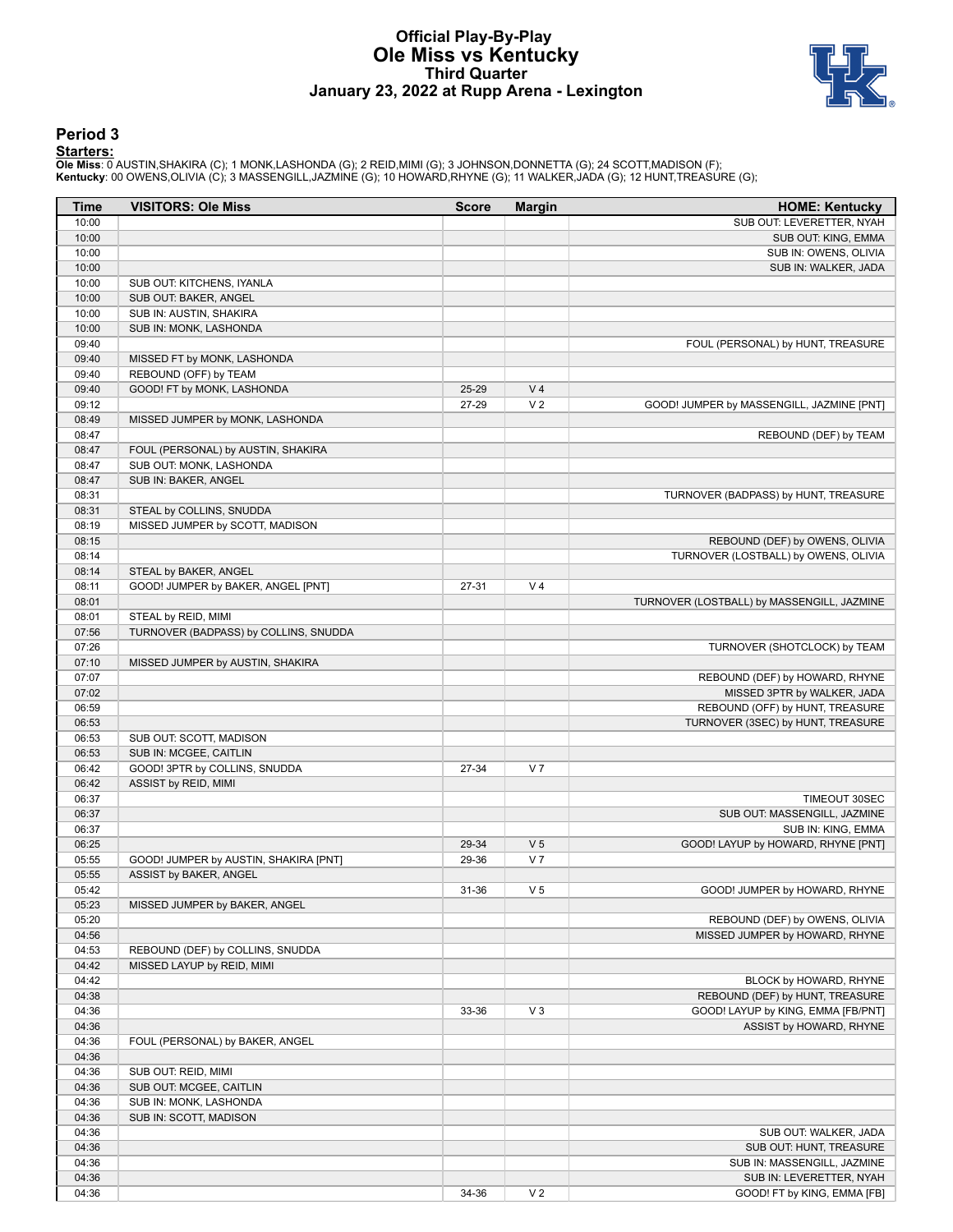# Official Play-By-Play
# Ole Miss vs Kentucky
## Third Quarter
## January 23, 2022 at Rupp Arena - Lexington

### Period 3

**Starters:**

**Ole Miss**: 0 AUSTIN,SHAKIRA (C); 1 MONK,LASHONDA (G); 2 REID,MIMI (G); 3 JOHNSON,DONNETTA (G); 24 SCOTT,MADISON (F);
**Kentucky**: 00 OWENS,OLIVIA (C); 3 MASSENGILL,JAZMINE (G); 10 HOWARD,RHYNE (G); 11 WALKER,JADA (G); 12 HUNT,TREASURE (G);

| Time | VISITORS: Ole Miss | Score | Margin | HOME: Kentucky |
|---|---|---|---|---|
| 10:00 | | | | SUB OUT: LEVERETTER, NYAH |
| 10:00 | | | | SUB OUT: KING, EMMA |
| 10:00 | | | | SUB IN: OWENS, OLIVIA |
| 10:00 | | | | SUB IN: WALKER, JADA |
| 10:00 | SUB OUT: KITCHENS, IYANLA | | | |
| 10:00 | SUB OUT: BAKER, ANGEL | | | |
| 10:00 | SUB IN: AUSTIN, SHAKIRA | | | |
| 10:00 | SUB IN: MONK, LASHONDA | | | |
| 09:40 | | | | FOUL (PERSONAL) by HUNT, TREASURE |
| 09:40 | MISSED FT by MONK, LASHONDA | | | |
| 09:40 | REBOUND (OFF) by TEAM | | | |
| 09:40 | GOOD! FT by MONK, LASHONDA | 25-29 | V 4 | |
| 09:12 | | 27-29 | V 2 | GOOD! JUMPER by MASSENGILL, JAZMINE [PNT] |
| 08:49 | MISSED JUMPER by MONK, LASHONDA | | | |
| 08:47 | | | | REBOUND (DEF) by TEAM |
| 08:47 | FOUL (PERSONAL) by AUSTIN, SHAKIRA | | | |
| 08:47 | SUB OUT: MONK, LASHONDA | | | |
| 08:47 | SUB IN: BAKER, ANGEL | | | |
| 08:31 | | | | TURNOVER (BADPASS) by HUNT, TREASURE |
| 08:31 | STEAL by COLLINS, SNUDDA | | | |
| 08:19 | MISSED JUMPER by SCOTT, MADISON | | | |
| 08:15 | | | | REBOUND (DEF) by OWENS, OLIVIA |
| 08:14 | | | | TURNOVER (LOSTBALL) by OWENS, OLIVIA |
| 08:14 | STEAL by BAKER, ANGEL | | | |
| 08:11 | GOOD! JUMPER by BAKER, ANGEL [PNT] | 27-31 | V 4 | |
| 08:01 | | | | TURNOVER (LOSTBALL) by MASSENGILL, JAZMINE |
| 08:01 | STEAL by REID, MIMI | | | |
| 07:56 | TURNOVER (BADPASS) by COLLINS, SNUDDA | | | |
| 07:26 | | | | TURNOVER (SHOTCLOCK) by TEAM |
| 07:10 | MISSED JUMPER by AUSTIN, SHAKIRA | | | |
| 07:07 | | | | REBOUND (DEF) by HOWARD, RHYNE |
| 07:02 | | | | MISSED 3PTR by WALKER, JADA |
| 06:59 | | | | REBOUND (OFF) by HUNT, TREASURE |
| 06:53 | | | | TURNOVER (3SEC) by HUNT, TREASURE |
| 06:53 | SUB OUT: SCOTT, MADISON | | | |
| 06:53 | SUB IN: MCGEE, CAITLIN | | | |
| 06:42 | GOOD! 3PTR by COLLINS, SNUDDA | 27-34 | V 7 | |
| 06:42 | ASSIST by REID, MIMI | | | |
| 06:37 | | | | TIMEOUT 30SEC |
| 06:37 | | | | SUB OUT: MASSENGILL, JAZMINE |
| 06:37 | | | | SUB IN: KING, EMMA |
| 06:25 | | 29-34 | V 5 | GOOD! LAYUP by HOWARD, RHYNE [PNT] |
| 05:55 | GOOD! JUMPER by AUSTIN, SHAKIRA [PNT] | 29-36 | V 7 | |
| 05:55 | ASSIST by BAKER, ANGEL | | | |
| 05:42 | | 31-36 | V 5 | GOOD! JUMPER by HOWARD, RHYNE |
| 05:23 | MISSED JUMPER by BAKER, ANGEL | | | |
| 05:20 | | | | REBOUND (DEF) by OWENS, OLIVIA |
| 04:56 | | | | MISSED JUMPER by HOWARD, RHYNE |
| 04:53 | REBOUND (DEF) by COLLINS, SNUDDA | | | |
| 04:42 | MISSED LAYUP by REID, MIMI | | | |
| 04:42 | | | | BLOCK by HOWARD, RHYNE |
| 04:38 | | | | REBOUND (DEF) by HUNT, TREASURE |
| 04:36 | | 33-36 | V 3 | GOOD! LAYUP by KING, EMMA [FB/PNT] |
| 04:36 | | | | ASSIST by HOWARD, RHYNE |
| 04:36 | FOUL (PERSONAL) by BAKER, ANGEL | | | |
| 04:36 | | | | |
| 04:36 | SUB OUT: REID, MIMI | | | |
| 04:36 | SUB OUT: MCGEE, CAITLIN | | | |
| 04:36 | SUB IN: MONK, LASHONDA | | | |
| 04:36 | SUB IN: SCOTT, MADISON | | | |
| 04:36 | | | | SUB OUT: WALKER, JADA |
| 04:36 | | | | SUB OUT: HUNT, TREASURE |
| 04:36 | | | | SUB IN: MASSENGILL, JAZMINE |
| 04:36 | | | | SUB IN: LEVERETTER, NYAH |
| 04:36 | | 34-36 | V 2 | GOOD! FT by KING, EMMA [FB] |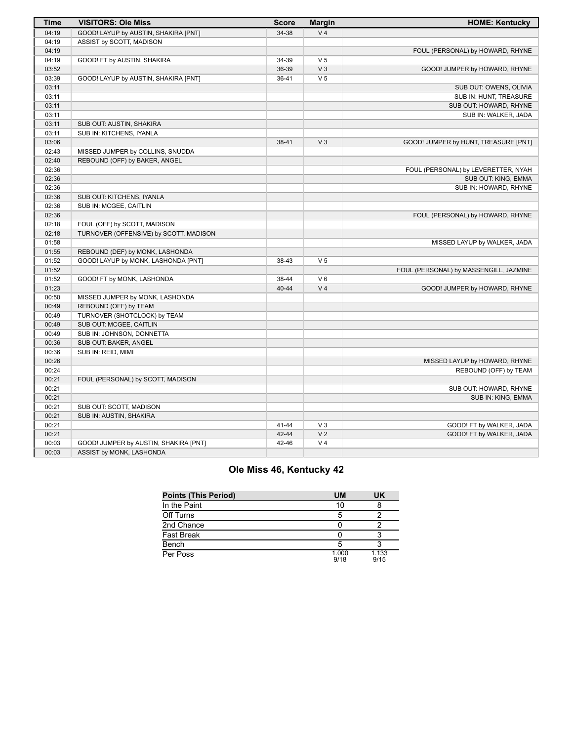| Time | VISITORS: Ole Miss | Score | Margin | HOME: Kentucky |
|---|---|---|---|---|
| 04:19 | GOOD! LAYUP by AUSTIN, SHAKIRA [PNT] | 34-38 | V 4 | |
| 04:19 | ASSIST by SCOTT, MADISON | | | |
| 04:19 | | | | FOUL (PERSONAL) by HOWARD, RHYNE |
| 04:19 | GOOD! FT by AUSTIN, SHAKIRA | 34-39 | V 5 | |
| 03:52 | | 36-39 | V 3 | GOOD! JUMPER by HOWARD, RHYNE |
| 03:39 | GOOD! LAYUP by AUSTIN, SHAKIRA [PNT] | 36-41 | V 5 | |
| 03:11 | | | | SUB OUT: OWENS, OLIVIA |
| 03:11 | | | | SUB IN: HUNT, TREASURE |
| 03:11 | | | | SUB OUT: HOWARD, RHYNE |
| 03:11 | | | | SUB IN: WALKER, JADA |
| 03:11 | SUB OUT: AUSTIN, SHAKIRA | | | |
| 03:11 | SUB IN: KITCHENS, IYANLA | | | |
| 03:06 | | 38-41 | V 3 | GOOD! JUMPER by HUNT, TREASURE [PNT] |
| 02:43 | MISSED JUMPER by COLLINS, SNUDDA | | | |
| 02:40 | REBOUND (OFF) by BAKER, ANGEL | | | |
| 02:36 | | | | FOUL (PERSONAL) by LEVERETTER, NYAH |
| 02:36 | | | | SUB OUT: KING, EMMA |
| 02:36 | | | | SUB IN: HOWARD, RHYNE |
| 02:36 | SUB OUT: KITCHENS, IYANLA | | | |
| 02:36 | SUB IN: MCGEE, CAITLIN | | | |
| 02:36 | | | | FOUL (PERSONAL) by HOWARD, RHYNE |
| 02:18 | FOUL (OFF) by SCOTT, MADISON | | | |
| 02:18 | TURNOVER (OFFENSIVE) by SCOTT, MADISON | | | |
| 01:58 | | | | MISSED LAYUP by WALKER, JADA |
| 01:55 | REBOUND (DEF) by MONK, LASHONDA | | | |
| 01:52 | GOOD! LAYUP by MONK, LASHONDA [PNT] | 38-43 | V 5 | |
| 01:52 | | | | FOUL (PERSONAL) by MASSENGILL, JAZMINE |
| 01:52 | GOOD! FT by MONK, LASHONDA | 38-44 | V 6 | |
| 01:23 | | 40-44 | V 4 | GOOD! JUMPER by HOWARD, RHYNE |
| 00:50 | MISSED JUMPER by MONK, LASHONDA | | | |
| 00:49 | REBOUND (OFF) by TEAM | | | |
| 00:49 | TURNOVER (SHOTCLOCK) by TEAM | | | |
| 00:49 | SUB OUT: MCGEE, CAITLIN | | | |
| 00:49 | SUB IN: JOHNSON, DONNETTA | | | |
| 00:36 | SUB OUT: BAKER, ANGEL | | | |
| 00:36 | SUB IN: REID, MIMI | | | |
| 00:26 | | | | MISSED LAYUP by HOWARD, RHYNE |
| 00:24 | | | | REBOUND (OFF) by TEAM |
| 00:21 | FOUL (PERSONAL) by SCOTT, MADISON | | | |
| 00:21 | | | | SUB OUT: HOWARD, RHYNE |
| 00:21 | | | | SUB IN: KING, EMMA |
| 00:21 | SUB OUT: SCOTT, MADISON | | | |
| 00:21 | SUB IN: AUSTIN, SHAKIRA | | | |
| 00:21 | | 41-44 | V 3 | GOOD! FT by WALKER, JADA |
| 00:21 | | 42-44 | V 2 | GOOD! FT by WALKER, JADA |
| 00:03 | GOOD! JUMPER by AUSTIN, SHAKIRA [PNT] | 42-46 | V 4 | |
| 00:03 | ASSIST by MONK, LASHONDA | | | |

## Ole Miss 46, Kentucky 42

| Points (This Period) | UM | UK |
|---|---|---|
| In the Paint | 10 | 8 |
| Off Turns | 5 | 2 |
| 2nd Chance | 0 | 2 |
| Fast Break | 0 | 3 |
| Bench | 5 | 3 |
| Per Poss | 1.000 9/18 | 1.133 9/15 |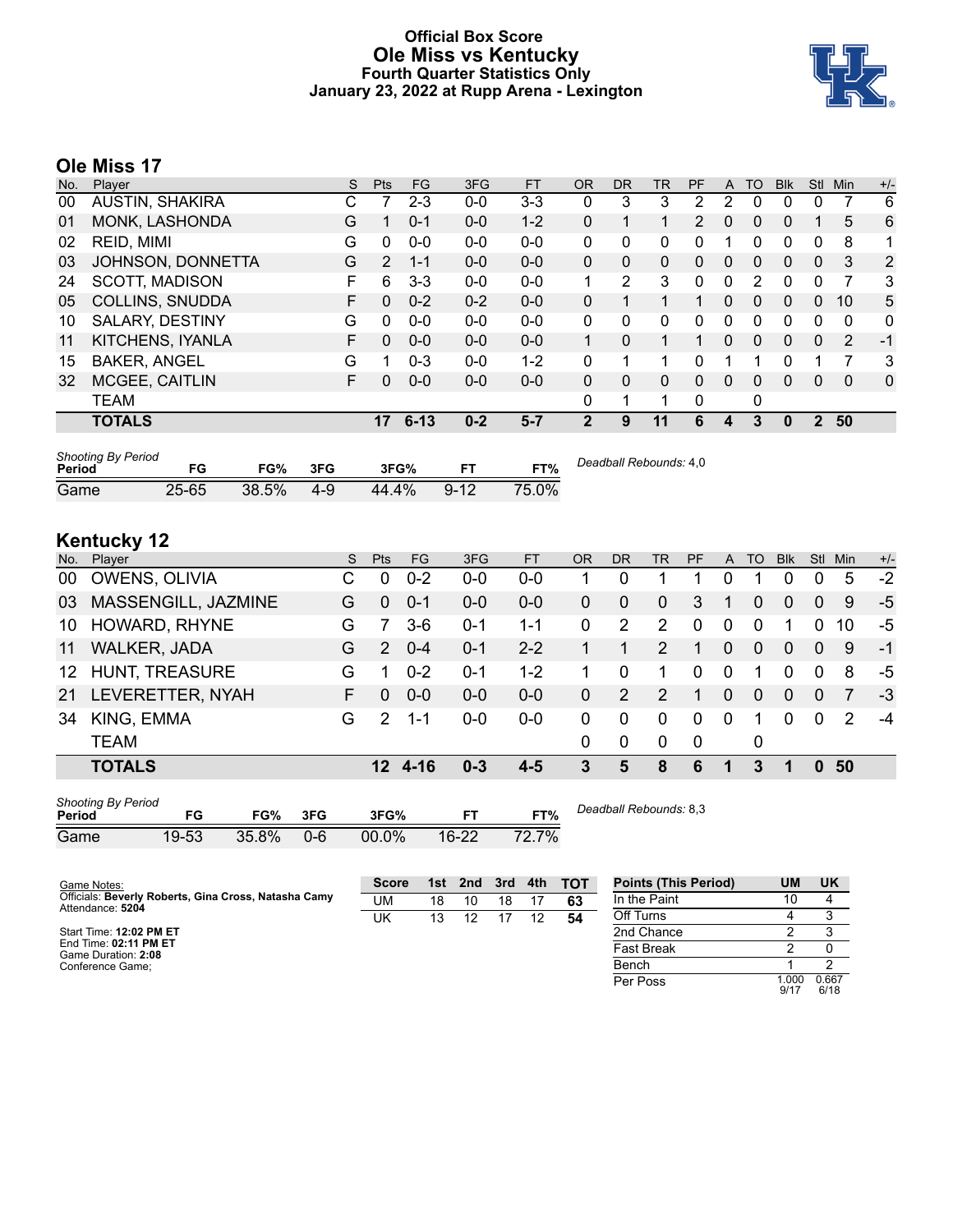# Official Box Score
# Ole Miss vs Kentucky
### Fourth Quarter Statistics Only
### January 23, 2022 at Rupp Arena - Lexington

## Ole Miss 17

| No. | Player | S | Pts | FG | 3FG | FT | OR | DR | TR | PF | A | TO | Blk | Stl | Min | +/- |
|---|---|---|---|---|---|---|---|---|---|---|---|---|---|---|---|---|
| 00 | AUSTIN, SHAKIRA | C | 7 | 2-3 | 0-0 | 3-3 | 0 | 3 | 3 | 2 | 2 | 0 | 0 | 0 | 7 | 6 |
| 01 | MONK, LASHONDA | G | 1 | 0-1 | 0-0 | 1-2 | 0 | 1 | 1 | 2 | 0 | 0 | 0 | 1 | 5 | 6 |
| 02 | REID, MIMI | G | 0 | 0-0 | 0-0 | 0-0 | 0 | 0 | 0 | 0 | 1 | 0 | 0 | 0 | 8 | 1 |
| 03 | JOHNSON, DONNETTA | G | 2 | 1-1 | 0-0 | 0-0 | 0 | 0 | 0 | 0 | 0 | 0 | 0 | 0 | 3 | 2 |
| 24 | SCOTT, MADISON | F | 6 | 3-3 | 0-0 | 0-0 | 1 | 2 | 3 | 0 | 0 | 2 | 0 | 0 | 7 | 3 |
| 05 | COLLINS, SNUDDA | F | 0 | 0-2 | 0-2 | 0-0 | 0 | 1 | 1 | 1 | 0 | 0 | 0 | 0 | 10 | 5 |
| 10 | SALARY, DESTINY | G | 0 | 0-0 | 0-0 | 0-0 | 0 | 0 | 0 | 0 | 0 | 0 | 0 | 0 | 0 | 0 |
| 11 | KITCHENS, IYANLA | F | 0 | 0-0 | 0-0 | 0-0 | 1 | 0 | 1 | 1 | 0 | 0 | 0 | 0 | 2 | -1 |
| 15 | BAKER, ANGEL | G | 1 | 0-3 | 0-0 | 1-2 | 0 | 1 | 1 | 0 | 1 | 1 | 0 | 1 | 7 | 3 |
| 32 | MCGEE, CAITLIN | F | 0 | 0-0 | 0-0 | 0-0 | 0 | 0 | 0 | 0 | 0 | 0 | 0 | 0 | 0 | 0 |
| | TEAM | | | | | | 0 | 1 | 1 | 0 | | 0 | | | | |
| | **TOTALS** | | **17** | **6-13** | **0-2** | **5-7** | **2** | **9** | **11** | **6** | **4** | **3** | **0** | **2** | **50** | |

*Shooting By Period*

| Period | FG | FG% | 3FG | 3FG% | FT | FT% |
|---|---|---|---|---|---|---|
| Game | 25-65 | 38.5% | 4-9 | 44.4% | 9-12 | 75.0% |

*Deadball Rebounds:* 4,0

## Kentucky 12

| No. | Player | S | Pts | FG | 3FG | FT | OR | DR | TR | PF | A | TO | Blk | Stl | Min | +/- |
|---|---|---|---|---|---|---|---|---|---|---|---|---|---|---|---|---|
| 00 | OWENS, OLIVIA | C | 0 | 0-2 | 0-0 | 0-0 | 1 | 0 | 1 | 1 | 0 | 1 | 0 | 0 | 5 | -2 |
| 03 | MASSENGILL, JAZMINE | G | 0 | 0-1 | 0-0 | 0-0 | 0 | 0 | 0 | 3 | 1 | 0 | 0 | 0 | 9 | -5 |
| 10 | HOWARD, RHYNE | G | 7 | 3-6 | 0-1 | 1-1 | 0 | 2 | 2 | 0 | 0 | 0 | 1 | 0 | 10 | -5 |
| 11 | WALKER, JADA | G | 2 | 0-4 | 0-1 | 2-2 | 1 | 1 | 2 | 1 | 0 | 0 | 0 | 0 | 9 | -1 |
| 12 | HUNT, TREASURE | G | 1 | 0-2 | 0-1 | 1-2 | 1 | 0 | 1 | 0 | 0 | 1 | 0 | 0 | 8 | -5 |
| 21 | LEVERETTER, NYAH | F | 0 | 0-0 | 0-0 | 0-0 | 0 | 2 | 2 | 1 | 0 | 0 | 0 | 0 | 7 | -3 |
| 34 | KING, EMMA | G | 2 | 1-1 | 0-0 | 0-0 | 0 | 0 | 0 | 0 | 0 | 1 | 0 | 0 | 2 | -4 |
| | TEAM | | | | | | 0 | 0 | 0 | 0 | | 0 | | | | |
| | **TOTALS** | | **12** | **4-16** | **0-3** | **4-5** | **3** | **5** | **8** | **6** | **1** | **3** | **1** | **0** | **50** | |

*Shooting By Period*

| Period | FG | FG% | 3FG | 3FG% | FT | FT% |
|---|---|---|---|---|---|---|
| Game | 19-53 | 35.8% | 0-6 | 00.0% | 16-22 | 72.7% |

*Deadball Rebounds:* 8,3

Game Notes:
Officials: **Beverly Roberts, Gina Cross, Natasha Camy**
Attendance: **5204**

Start Time: **12:02 PM ET**
End Time: **02:11 PM ET**
Game Duration: **2:08**
Conference Game;

| Score | 1st | 2nd | 3rd | 4th | TOT |
|---|---|---|---|---|---|
| UM | 18 | 10 | 18 | 17 | **63** |
| UK | 13 | 12 | 17 | 12 | **54** |

| Points (This Period) | UM | UK |
|---|---|---|
| In the Paint | 10 | 4 |
| Off Turns | 4 | 3 |
| 2nd Chance | 2 | 3 |
| Fast Break | 2 | 0 |
| Bench | 1 | 2 |
| Per Poss | 1.000 9/17 | 0.667 6/18 |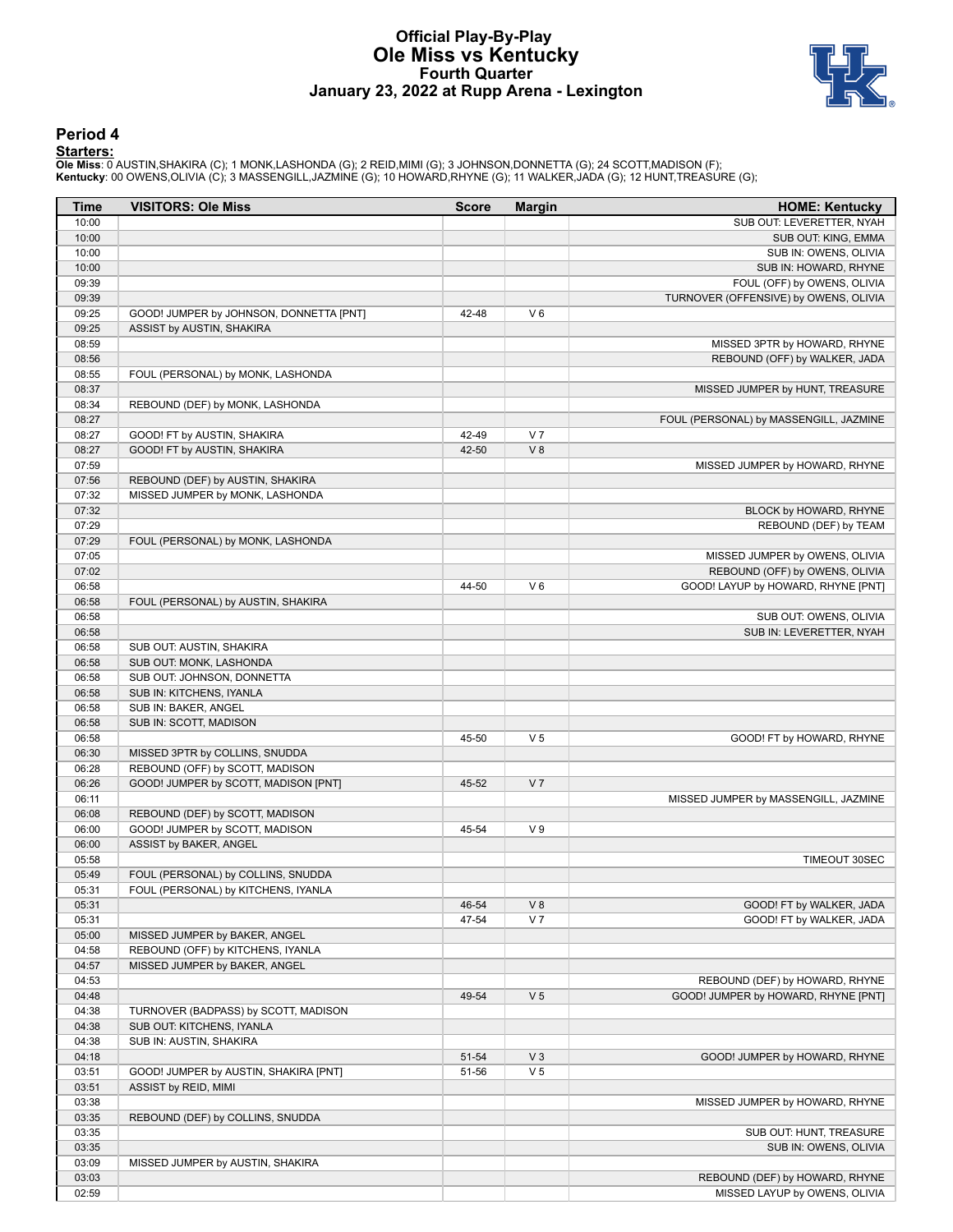# Official Play-By-Play
# Ole Miss vs Kentucky
## Fourth Quarter
## January 23, 2022 at Rupp Arena - Lexington

### Period 4

**Starters:**

**Ole Miss**: 0 AUSTIN,SHAKIRA (C); 1 MONK,LASHONDA (G); 2 REID,MIMI (G); 3 JOHNSON,DONNETTA (G); 24 SCOTT,MADISON (F);
**Kentucky**: 00 OWENS,OLIVIA (C); 3 MASSENGILL,JAZMINE (G); 10 HOWARD,RHYNE (G); 11 WALKER,JADA (G); 12 HUNT,TREASURE (G);

| Time | VISITORS: Ole Miss | Score | Margin | HOME: Kentucky |
|---|---|---|---|---|
| 10:00 | | | | SUB OUT: LEVERETTER, NYAH |
| 10:00 | | | | SUB OUT: KING, EMMA |
| 10:00 | | | | SUB IN: OWENS, OLIVIA |
| 10:00 | | | | SUB IN: HOWARD, RHYNE |
| 09:39 | | | | FOUL (OFF) by OWENS, OLIVIA |
| 09:39 | | | | TURNOVER (OFFENSIVE) by OWENS, OLIVIA |
| 09:25 | GOOD! JUMPER by JOHNSON, DONNETTA [PNT] | 42-48 | V 6 | |
| 09:25 | ASSIST by AUSTIN, SHAKIRA | | | |
| 08:59 | | | | MISSED 3PTR by HOWARD, RHYNE |
| 08:56 | | | | REBOUND (OFF) by WALKER, JADA |
| 08:55 | FOUL (PERSONAL) by MONK, LASHONDA | | | |
| 08:37 | | | | MISSED JUMPER by HUNT, TREASURE |
| 08:34 | REBOUND (DEF) by MONK, LASHONDA | | | |
| 08:27 | | | | FOUL (PERSONAL) by MASSENGILL, JAZMINE |
| 08:27 | GOOD! FT by AUSTIN, SHAKIRA | 42-49 | V 7 | |
| 08:27 | GOOD! FT by AUSTIN, SHAKIRA | 42-50 | V 8 | |
| 07:59 | | | | MISSED JUMPER by HOWARD, RHYNE |
| 07:56 | REBOUND (DEF) by AUSTIN, SHAKIRA | | | |
| 07:32 | MISSED JUMPER by MONK, LASHONDA | | | |
| 07:32 | | | | BLOCK by HOWARD, RHYNE |
| 07:29 | | | | REBOUND (DEF) by TEAM |
| 07:29 | FOUL (PERSONAL) by MONK, LASHONDA | | | |
| 07:05 | | | | MISSED JUMPER by OWENS, OLIVIA |
| 07:02 | | | | REBOUND (OFF) by OWENS, OLIVIA |
| 06:58 | | 44-50 | V 6 | GOOD! LAYUP by HOWARD, RHYNE [PNT] |
| 06:58 | FOUL (PERSONAL) by AUSTIN, SHAKIRA | | | |
| 06:58 | | | | SUB OUT: OWENS, OLIVIA |
| 06:58 | | | | SUB IN: LEVERETTER, NYAH |
| 06:58 | SUB OUT: AUSTIN, SHAKIRA | | | |
| 06:58 | SUB OUT: MONK, LASHONDA | | | |
| 06:58 | SUB OUT: JOHNSON, DONNETTA | | | |
| 06:58 | SUB IN: KITCHENS, IYANLA | | | |
| 06:58 | SUB IN: BAKER, ANGEL | | | |
| 06:58 | SUB IN: SCOTT, MADISON | | | |
| 06:58 | | 45-50 | V 5 | GOOD! FT by HOWARD, RHYNE |
| 06:30 | MISSED 3PTR by COLLINS, SNUDDA | | | |
| 06:28 | REBOUND (OFF) by SCOTT, MADISON | | | |
| 06:26 | GOOD! JUMPER by SCOTT, MADISON [PNT] | 45-52 | V 7 | |
| 06:11 | | | | MISSED JUMPER by MASSENGILL, JAZMINE |
| 06:08 | REBOUND (DEF) by SCOTT, MADISON | | | |
| 06:00 | GOOD! JUMPER by SCOTT, MADISON | 45-54 | V 9 | |
| 06:00 | ASSIST by BAKER, ANGEL | | | |
| 05:58 | | | | TIMEOUT 30SEC |
| 05:49 | FOUL (PERSONAL) by COLLINS, SNUDDA | | | |
| 05:31 | FOUL (PERSONAL) by KITCHENS, IYANLA | | | |
| 05:31 | | 46-54 | V 8 | GOOD! FT by WALKER, JADA |
| 05:31 | | 47-54 | V 7 | GOOD! FT by WALKER, JADA |
| 05:00 | MISSED JUMPER by BAKER, ANGEL | | | |
| 04:58 | REBOUND (OFF) by KITCHENS, IYANLA | | | |
| 04:57 | MISSED JUMPER by BAKER, ANGEL | | | |
| 04:53 | | | | REBOUND (DEF) by HOWARD, RHYNE |
| 04:48 | | 49-54 | V 5 | GOOD! JUMPER by HOWARD, RHYNE [PNT] |
| 04:38 | TURNOVER (BADPASS) by SCOTT, MADISON | | | |
| 04:38 | SUB OUT: KITCHENS, IYANLA | | | |
| 04:38 | SUB IN: AUSTIN, SHAKIRA | | | |
| 04:18 | | 51-54 | V 3 | GOOD! JUMPER by HOWARD, RHYNE |
| 03:51 | GOOD! JUMPER by AUSTIN, SHAKIRA [PNT] | 51-56 | V 5 | |
| 03:51 | ASSIST by REID, MIMI | | | |
| 03:38 | | | | MISSED JUMPER by HOWARD, RHYNE |
| 03:35 | REBOUND (DEF) by COLLINS, SNUDDA | | | |
| 03:35 | | | | SUB OUT: HUNT, TREASURE |
| 03:35 | | | | SUB IN: OWENS, OLIVIA |
| 03:09 | MISSED JUMPER by AUSTIN, SHAKIRA | | | |
| 03:03 | | | | REBOUND (DEF) by HOWARD, RHYNE |
| 02:59 | | | | MISSED LAYUP by OWENS, OLIVIA |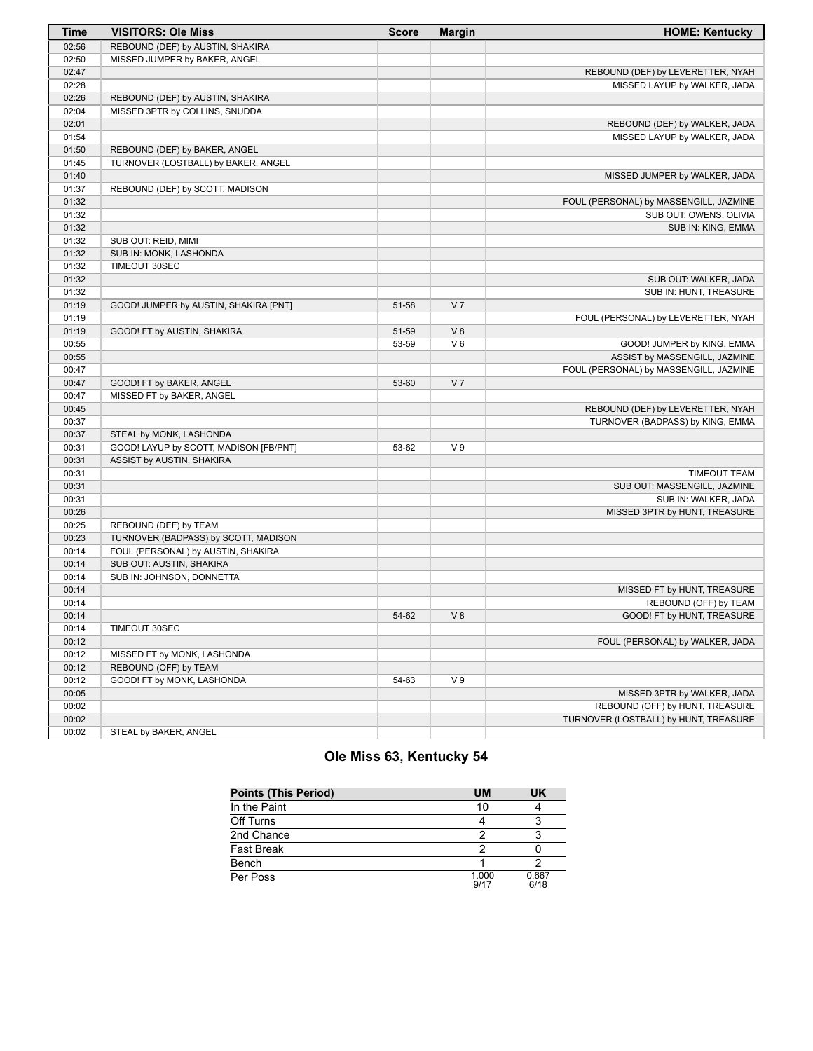| Time | VISITORS: Ole Miss | Score | Margin | HOME: Kentucky |
|---|---|---|---|---|
| 02:56 | REBOUND (DEF) by AUSTIN, SHAKIRA | | | |
| 02:50 | MISSED JUMPER by BAKER, ANGEL | | | |
| 02:47 | | | | REBOUND (DEF) by LEVERETTER, NYAH |
| 02:28 | | | | MISSED LAYUP by WALKER, JADA |
| 02:26 | REBOUND (DEF) by AUSTIN, SHAKIRA | | | |
| 02:04 | MISSED 3PTR by COLLINS, SNUDDA | | | |
| 02:01 | | | | REBOUND (DEF) by WALKER, JADA |
| 01:54 | | | | MISSED LAYUP by WALKER, JADA |
| 01:50 | REBOUND (DEF) by BAKER, ANGEL | | | |
| 01:45 | TURNOVER (LOSTBALL) by BAKER, ANGEL | | | |
| 01:40 | | | | MISSED JUMPER by WALKER, JADA |
| 01:37 | REBOUND (DEF) by SCOTT, MADISON | | | |
| 01:32 | | | | FOUL (PERSONAL) by MASSENGILL, JAZMINE |
| 01:32 | | | | SUB OUT: OWENS, OLIVIA |
| 01:32 | | | | SUB IN: KING, EMMA |
| 01:32 | SUB OUT: REID, MIMI | | | |
| 01:32 | SUB IN: MONK, LASHONDA | | | |
| 01:32 | TIMEOUT 30SEC | | | |
| 01:32 | | | | SUB OUT: WALKER, JADA |
| 01:32 | | | | SUB IN: HUNT, TREASURE |
| 01:19 | GOOD! JUMPER by AUSTIN, SHAKIRA [PNT] | 51-58 | V 7 | |
| 01:19 | | | | FOUL (PERSONAL) by LEVERETTER, NYAH |
| 01:19 | GOOD! FT by AUSTIN, SHAKIRA | 51-59 | V 8 | |
| 00:55 | | 53-59 | V 6 | GOOD! JUMPER by KING, EMMA |
| 00:55 | | | | ASSIST by MASSENGILL, JAZMINE |
| 00:47 | | | | FOUL (PERSONAL) by MASSENGILL, JAZMINE |
| 00:47 | GOOD! FT by BAKER, ANGEL | 53-60 | V 7 | |
| 00:47 | MISSED FT by BAKER, ANGEL | | | |
| 00:45 | | | | REBOUND (DEF) by LEVERETTER, NYAH |
| 00:37 | | | | TURNOVER (BADPASS) by KING, EMMA |
| 00:37 | STEAL by MONK, LASHONDA | | | |
| 00:31 | GOOD! LAYUP by SCOTT, MADISON [FB/PNT] | 53-62 | V 9 | |
| 00:31 | ASSIST by AUSTIN, SHAKIRA | | | |
| 00:31 | | | | TIMEOUT TEAM |
| 00:31 | | | | SUB OUT: MASSENGILL, JAZMINE |
| 00:31 | | | | SUB IN: WALKER, JADA |
| 00:26 | | | | MISSED 3PTR by HUNT, TREASURE |
| 00:25 | REBOUND (DEF) by TEAM | | | |
| 00:23 | TURNOVER (BADPASS) by SCOTT, MADISON | | | |
| 00:14 | FOUL (PERSONAL) by AUSTIN, SHAKIRA | | | |
| 00:14 | SUB OUT: AUSTIN, SHAKIRA | | | |
| 00:14 | SUB IN: JOHNSON, DONNETTA | | | |
| 00:14 | | | | MISSED FT by HUNT, TREASURE |
| 00:14 | | | | REBOUND (OFF) by TEAM |
| 00:14 | | 54-62 | V 8 | GOOD! FT by HUNT, TREASURE |
| 00:14 | TIMEOUT 30SEC | | | |
| 00:12 | | | | FOUL (PERSONAL) by WALKER, JADA |
| 00:12 | MISSED FT by MONK, LASHONDA | | | |
| 00:12 | REBOUND (OFF) by TEAM | | | |
| 00:12 | GOOD! FT by MONK, LASHONDA | 54-63 | V 9 | |
| 00:05 | | | | MISSED 3PTR by WALKER, JADA |
| 00:02 | | | | REBOUND (OFF) by HUNT, TREASURE |
| 00:02 | | | | TURNOVER (LOSTBALL) by HUNT, TREASURE |
| 00:02 | STEAL by BAKER, ANGEL | | | |

## Ole Miss 63, Kentucky 54

| Points (This Period) | UM | UK |
|---|---|---|
| In the Paint | 10 | 4 |
| Off Turns | 4 | 3 |
| 2nd Chance | 2 | 3 |
| Fast Break | 2 | 0 |
| Bench | 1 | 2 |
| Per Poss | 1.000 9/17 | 0.667 6/18 |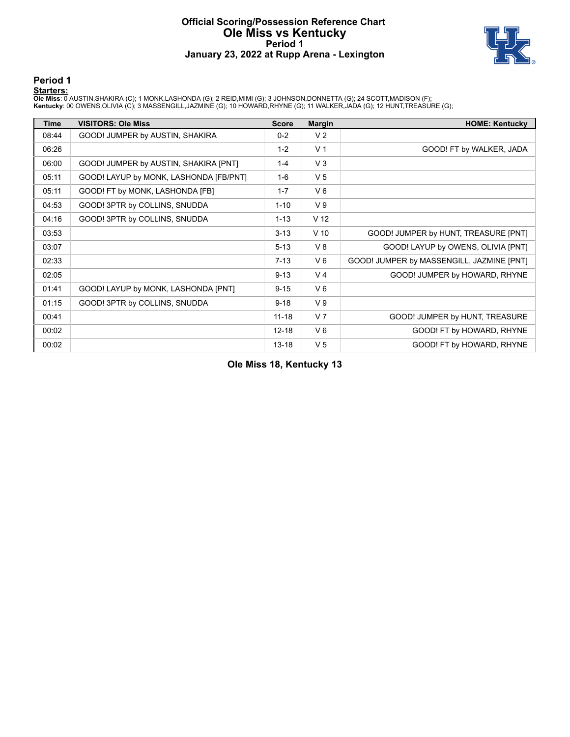# Official Scoring/Possession Reference Chart
# Ole Miss vs Kentucky
## Period 1
## January 23, 2022 at Rupp Arena - Lexington

### Period 1

**Starters:**

**Ole Miss**: 0 AUSTIN,SHAKIRA (C); 1 MONK,LASHONDA (G); 2 REID,MIMI (G); 3 JOHNSON,DONNETTA (G); 24 SCOTT,MADISON (F);
**Kentucky**: 00 OWENS,OLIVIA (C); 3 MASSENGILL,JAZMINE (G); 10 HOWARD,RHYNE (G); 11 WALKER,JADA (G); 12 HUNT,TREASURE (G);

| Time | VISITORS: Ole Miss | Score | Margin | HOME: Kentucky |
|---|---|---|---|---|
| 08:44 | GOOD! JUMPER by AUSTIN, SHAKIRA | 0-2 | V 2 | |
| 06:26 | | 1-2 | V 1 | GOOD! FT by WALKER, JADA |
| 06:00 | GOOD! JUMPER by AUSTIN, SHAKIRA [PNT] | 1-4 | V 3 | |
| 05:11 | GOOD! LAYUP by MONK, LASHONDA [FB/PNT] | 1-6 | V 5 | |
| 05:11 | GOOD! FT by MONK, LASHONDA [FB] | 1-7 | V 6 | |
| 04:53 | GOOD! 3PTR by COLLINS, SNUDDA | 1-10 | V 9 | |
| 04:16 | GOOD! 3PTR by COLLINS, SNUDDA | 1-13 | V 12 | |
| 03:53 | | 3-13 | V 10 | GOOD! JUMPER by HUNT, TREASURE [PNT] |
| 03:07 | | 5-13 | V 8 | GOOD! LAYUP by OWENS, OLIVIA [PNT] |
| 02:33 | | 7-13 | V 6 | GOOD! JUMPER by MASSENGILL, JAZMINE [PNT] |
| 02:05 | | 9-13 | V 4 | GOOD! JUMPER by HOWARD, RHYNE |
| 01:41 | GOOD! LAYUP by MONK, LASHONDA [PNT] | 9-15 | V 6 | |
| 01:15 | GOOD! 3PTR by COLLINS, SNUDDA | 9-18 | V 9 | |
| 00:41 | | 11-18 | V 7 | GOOD! JUMPER by HUNT, TREASURE |
| 00:02 | | 12-18 | V 6 | GOOD! FT by HOWARD, RHYNE |
| 00:02 | | 13-18 | V 5 | GOOD! FT by HOWARD, RHYNE |

**Ole Miss 18, Kentucky 13**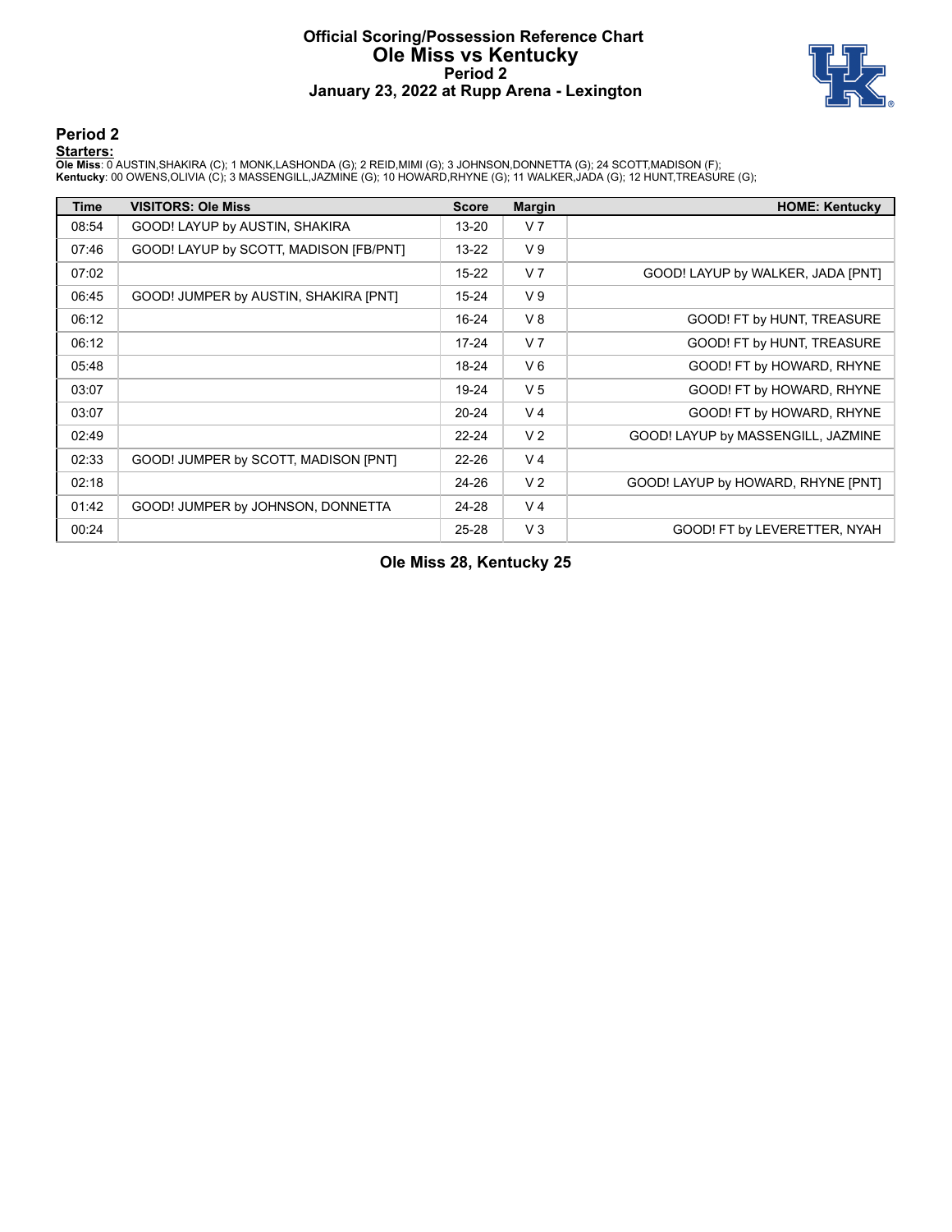# Official Scoring/Possession Reference Chart
# Ole Miss vs Kentucky
## Period 2
## January 23, 2022 at Rupp Arena - Lexington

## Period 2

**Starters:**

**Ole Miss**: 0 AUSTIN,SHAKIRA (C); 1 MONK,LASHONDA (G); 2 REID,MIMI (G); 3 JOHNSON,DONNETTA (G); 24 SCOTT,MADISON (F);
**Kentucky**: 00 OWENS,OLIVIA (C); 3 MASSENGILL,JAZMINE (G); 10 HOWARD,RHYNE (G); 11 WALKER,JADA (G); 12 HUNT,TREASURE (G);

| Time | VISITORS: Ole Miss | Score | Margin | HOME: Kentucky |
|---|---|---|---|---|
| 08:54 | GOOD! LAYUP by AUSTIN, SHAKIRA | 13-20 | V 7 | |
| 07:46 | GOOD! LAYUP by SCOTT, MADISON [FB/PNT] | 13-22 | V 9 | |
| 07:02 | | 15-22 | V 7 | GOOD! LAYUP by WALKER, JADA [PNT] |
| 06:45 | GOOD! JUMPER by AUSTIN, SHAKIRA [PNT] | 15-24 | V 9 | |
| 06:12 | | 16-24 | V 8 | GOOD! FT by HUNT, TREASURE |
| 06:12 | | 17-24 | V 7 | GOOD! FT by HUNT, TREASURE |
| 05:48 | | 18-24 | V 6 | GOOD! FT by HOWARD, RHYNE |
| 03:07 | | 19-24 | V 5 | GOOD! FT by HOWARD, RHYNE |
| 03:07 | | 20-24 | V 4 | GOOD! FT by HOWARD, RHYNE |
| 02:49 | | 22-24 | V 2 | GOOD! LAYUP by MASSENGILL, JAZMINE |
| 02:33 | GOOD! JUMPER by SCOTT, MADISON [PNT] | 22-26 | V 4 | |
| 02:18 | | 24-26 | V 2 | GOOD! LAYUP by HOWARD, RHYNE [PNT] |
| 01:42 | GOOD! JUMPER by JOHNSON, DONNETTA | 24-28 | V 4 | |
| 00:24 | | 25-28 | V 3 | GOOD! FT by LEVERETTER, NYAH |

**Ole Miss 28, Kentucky 25**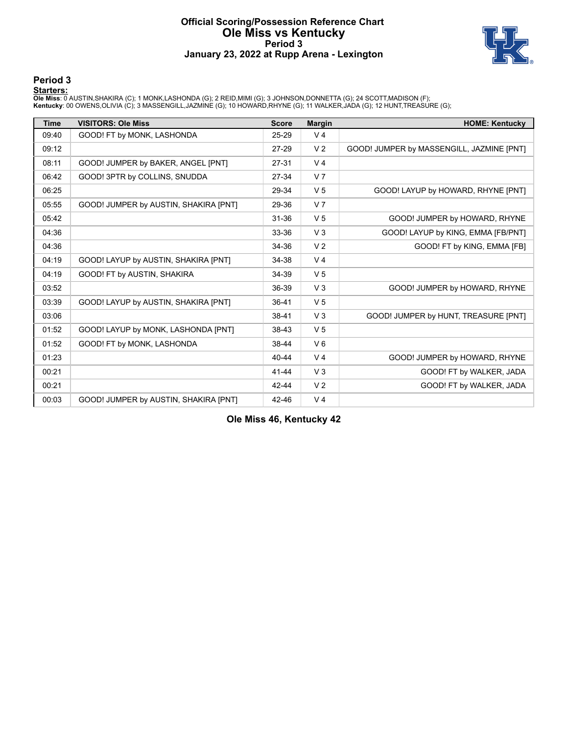# Official Scoring/Possession Reference Chart
## Ole Miss vs Kentucky
### Period 3
### January 23, 2022 at Rupp Arena - Lexington

## Period 3

**Starters:**

**Ole Miss**: 0 AUSTIN,SHAKIRA (C); 1 MONK,LASHONDA (G); 2 REID,MIMI (G); 3 JOHNSON,DONNETTA (G); 24 SCOTT,MADISON (F);
**Kentucky**: 00 OWENS,OLIVIA (C); 3 MASSENGILL,JAZMINE (G); 10 HOWARD,RHYNE (G); 11 WALKER,JADA (G); 12 HUNT,TREASURE (G);

| Time | VISITORS: Ole Miss | Score | Margin | HOME: Kentucky |
|---|---|---|---|---|
| 09:40 | GOOD! FT by MONK, LASHONDA | 25-29 | V 4 | |
| 09:12 | | 27-29 | V 2 | GOOD! JUMPER by MASSENGILL, JAZMINE [PNT] |
| 08:11 | GOOD! JUMPER by BAKER, ANGEL [PNT] | 27-31 | V 4 | |
| 06:42 | GOOD! 3PTR by COLLINS, SNUDDA | 27-34 | V 7 | |
| 06:25 | | 29-34 | V 5 | GOOD! LAYUP by HOWARD, RHYNE [PNT] |
| 05:55 | GOOD! JUMPER by AUSTIN, SHAKIRA [PNT] | 29-36 | V 7 | |
| 05:42 | | 31-36 | V 5 | GOOD! JUMPER by HOWARD, RHYNE |
| 04:36 | | 33-36 | V 3 | GOOD! LAYUP by KING, EMMA [FB/PNT] |
| 04:36 | | 34-36 | V 2 | GOOD! FT by KING, EMMA [FB] |
| 04:19 | GOOD! LAYUP by AUSTIN, SHAKIRA [PNT] | 34-38 | V 4 | |
| 04:19 | GOOD! FT by AUSTIN, SHAKIRA | 34-39 | V 5 | |
| 03:52 | | 36-39 | V 3 | GOOD! JUMPER by HOWARD, RHYNE |
| 03:39 | GOOD! LAYUP by AUSTIN, SHAKIRA [PNT] | 36-41 | V 5 | |
| 03:06 | | 38-41 | V 3 | GOOD! JUMPER by HUNT, TREASURE [PNT] |
| 01:52 | GOOD! LAYUP by MONK, LASHONDA [PNT] | 38-43 | V 5 | |
| 01:52 | GOOD! FT by MONK, LASHONDA | 38-44 | V 6 | |
| 01:23 | | 40-44 | V 4 | GOOD! JUMPER by HOWARD, RHYNE |
| 00:21 | | 41-44 | V 3 | GOOD! FT by WALKER, JADA |
| 00:21 | | 42-44 | V 2 | GOOD! FT by WALKER, JADA |
| 00:03 | GOOD! JUMPER by AUSTIN, SHAKIRA [PNT] | 42-46 | V 4 | |

**Ole Miss 46, Kentucky 42**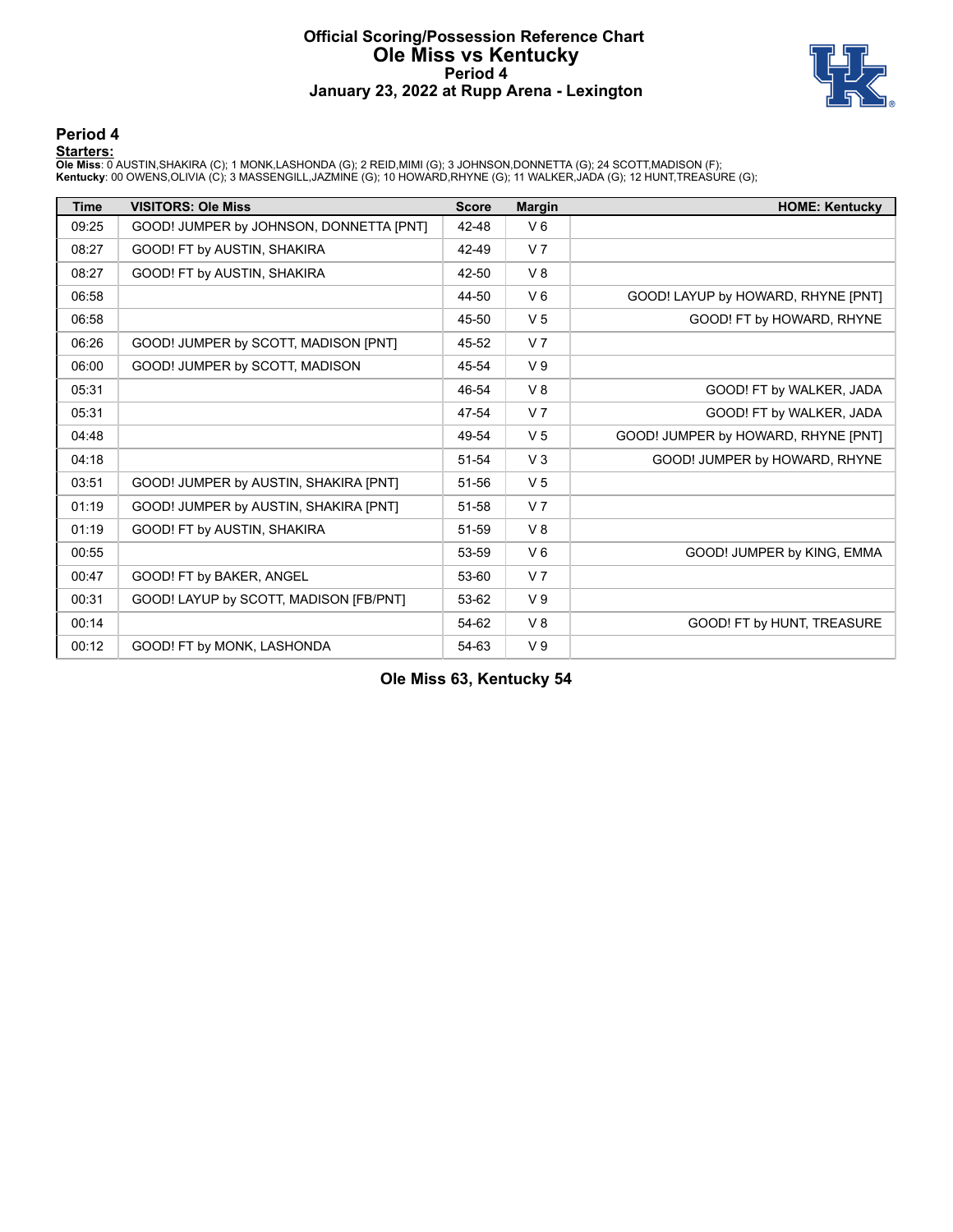# Official Scoring/Possession Reference Chart
# Ole Miss vs Kentucky
## Period 4
## January 23, 2022 at Rupp Arena - Lexington

### Period 4

**Starters:**

**Ole Miss**: 0 AUSTIN,SHAKIRA (C); 1 MONK,LASHONDA (G); 2 REID,MIMI (G); 3 JOHNSON,DONNETTA (G); 24 SCOTT,MADISON (F);
**Kentucky**: 00 OWENS,OLIVIA (C); 3 MASSENGILL,JAZMINE (G); 10 HOWARD,RHYNE (G); 11 WALKER,JADA (G); 12 HUNT,TREASURE (G);

| Time | VISITORS: Ole Miss | Score | Margin | HOME: Kentucky |
|---|---|---|---|---|
| 09:25 | GOOD! JUMPER by JOHNSON, DONNETTA [PNT] | 42-48 | V 6 | |
| 08:27 | GOOD! FT by AUSTIN, SHAKIRA | 42-49 | V 7 | |
| 08:27 | GOOD! FT by AUSTIN, SHAKIRA | 42-50 | V 8 | |
| 06:58 | | 44-50 | V 6 | GOOD! LAYUP by HOWARD, RHYNE [PNT] |
| 06:58 | | 45-50 | V 5 | GOOD! FT by HOWARD, RHYNE |
| 06:26 | GOOD! JUMPER by SCOTT, MADISON [PNT] | 45-52 | V 7 | |
| 06:00 | GOOD! JUMPER by SCOTT, MADISON | 45-54 | V 9 | |
| 05:31 | | 46-54 | V 8 | GOOD! FT by WALKER, JADA |
| 05:31 | | 47-54 | V 7 | GOOD! FT by WALKER, JADA |
| 04:48 | | 49-54 | V 5 | GOOD! JUMPER by HOWARD, RHYNE [PNT] |
| 04:18 | | 51-54 | V 3 | GOOD! JUMPER by HOWARD, RHYNE |
| 03:51 | GOOD! JUMPER by AUSTIN, SHAKIRA [PNT] | 51-56 | V 5 | |
| 01:19 | GOOD! JUMPER by AUSTIN, SHAKIRA [PNT] | 51-58 | V 7 | |
| 01:19 | GOOD! FT by AUSTIN, SHAKIRA | 51-59 | V 8 | |
| 00:55 | | 53-59 | V 6 | GOOD! JUMPER by KING, EMMA |
| 00:47 | GOOD! FT by BAKER, ANGEL | 53-60 | V 7 | |
| 00:31 | GOOD! LAYUP by SCOTT, MADISON [FB/PNT] | 53-62 | V 9 | |
| 00:14 | | 54-62 | V 8 | GOOD! FT by HUNT, TREASURE |
| 00:12 | GOOD! FT by MONK, LASHONDA | 54-63 | V 9 | |

**Ole Miss 63, Kentucky 54**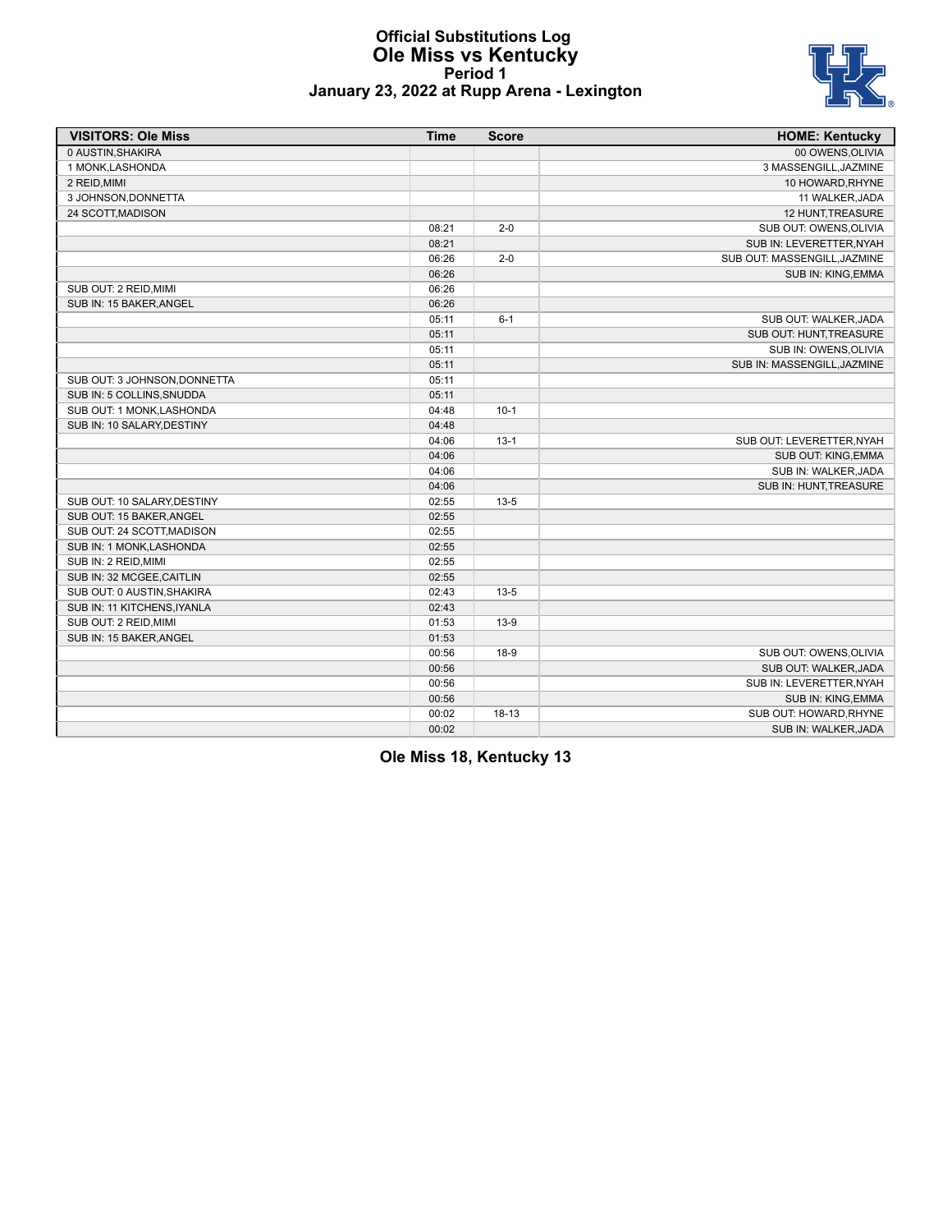# Official Substitutions Log
## Ole Miss vs Kentucky
### Period 1
### January 23, 2022 at Rupp Arena - Lexington

| VISITORS: Ole Miss | Time | Score | HOME: Kentucky |
|---|---|---|---|
| 0 AUSTIN,SHAKIRA | | | 00 OWENS,OLIVIA |
| 1 MONK,LASHONDA | | | 3 MASSENGILL,JAZMINE |
| 2 REID,MIMI | | | 10 HOWARD,RHYNE |
| 3 JOHNSON,DONNETTA | | | 11 WALKER,JADA |
| 24 SCOTT,MADISON | | | 12 HUNT,TREASURE |
| | 08:21 | 2-0 | SUB OUT: OWENS,OLIVIA |
| | 08:21 | | SUB IN: LEVERETTER,NYAH |
| | 06:26 | 2-0 | SUB OUT: MASSENGILL,JAZMINE |
| | 06:26 | | SUB IN: KING,EMMA |
| SUB OUT: 2 REID,MIMI | 06:26 | | |
| SUB IN: 15 BAKER,ANGEL | 06:26 | | |
| | 05:11 | 6-1 | SUB OUT: WALKER,JADA |
| | 05:11 | | SUB OUT: HUNT,TREASURE |
| | 05:11 | | SUB IN: OWENS,OLIVIA |
| | 05:11 | | SUB IN: MASSENGILL,JAZMINE |
| SUB OUT: 3 JOHNSON,DONNETTA | 05:11 | | |
| SUB IN: 5 COLLINS,SNUDDA | 05:11 | | |
| SUB OUT: 1 MONK,LASHONDA | 04:48 | 10-1 | |
| SUB IN: 10 SALARY,DESTINY | 04:48 | | |
| | 04:06 | 13-1 | SUB OUT: LEVERETTER,NYAH |
| | 04:06 | | SUB OUT: KING,EMMA |
| | 04:06 | | SUB IN: WALKER,JADA |
| | 04:06 | | SUB IN: HUNT,TREASURE |
| SUB OUT: 10 SALARY,DESTINY | 02:55 | 13-5 | |
| SUB OUT: 15 BAKER,ANGEL | 02:55 | | |
| SUB OUT: 24 SCOTT,MADISON | 02:55 | | |
| SUB IN: 1 MONK,LASHONDA | 02:55 | | |
| SUB IN: 2 REID,MIMI | 02:55 | | |
| SUB IN: 32 MCGEE,CAITLIN | 02:55 | | |
| SUB OUT: 0 AUSTIN,SHAKIRA | 02:43 | 13-5 | |
| SUB IN: 11 KITCHENS,IYANLA | 02:43 | | |
| SUB OUT: 2 REID,MIMI | 01:53 | 13-9 | |
| SUB IN: 15 BAKER,ANGEL | 01:53 | | |
| | 00:56 | 18-9 | SUB OUT: OWENS,OLIVIA |
| | 00:56 | | SUB OUT: WALKER,JADA |
| | 00:56 | | SUB IN: LEVERETTER,NYAH |
| | 00:56 | | SUB IN: KING,EMMA |
| | 00:02 | 18-13 | SUB OUT: HOWARD,RHYNE |
| | 00:02 | | SUB IN: WALKER,JADA |

**Ole Miss 18, Kentucky 13**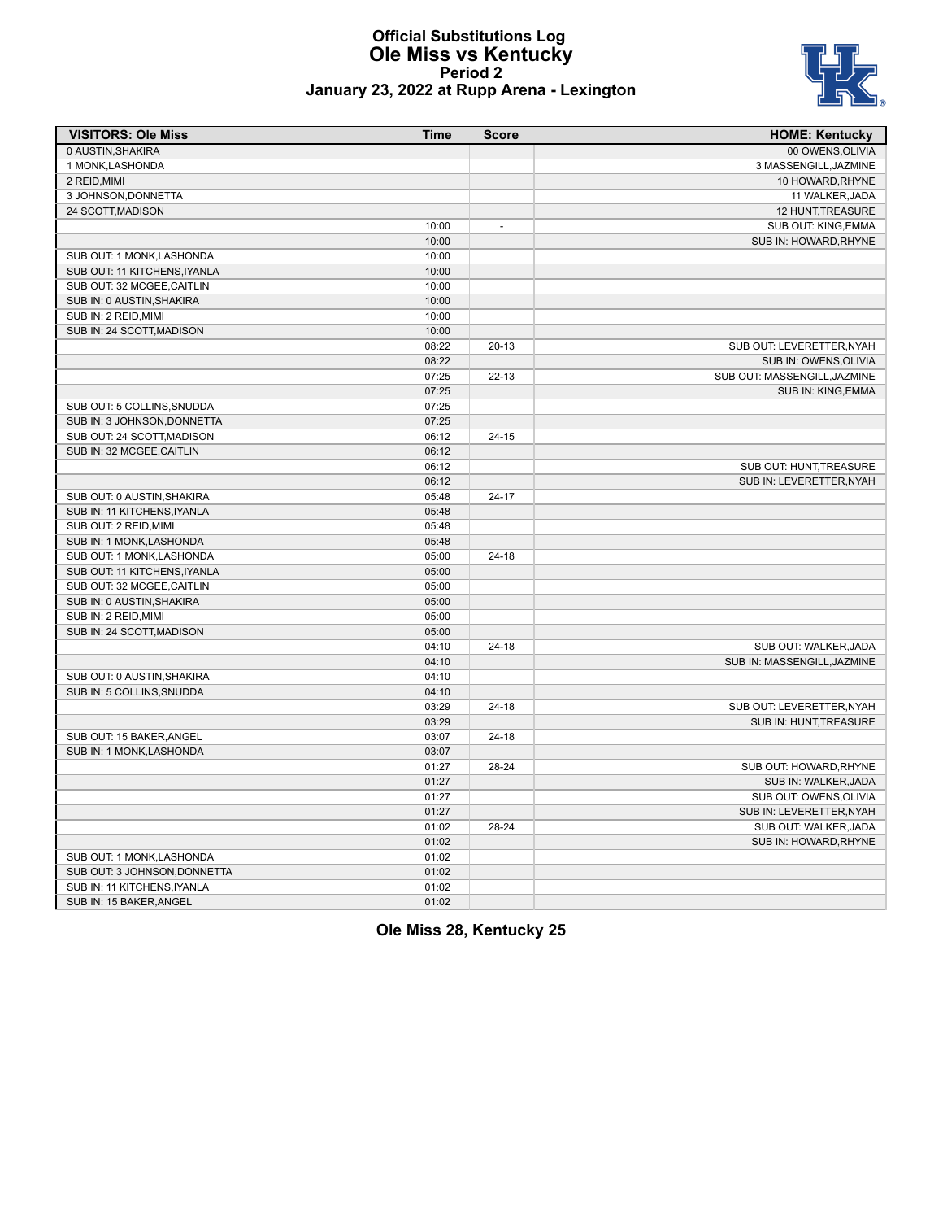# Official Substitutions Log
## Ole Miss vs Kentucky
### Period 2
### January 23, 2022 at Rupp Arena - Lexington

| VISITORS: Ole Miss | Time | Score | HOME: Kentucky |
|---|---|---|---|
| 0 AUSTIN,SHAKIRA | | | 00 OWENS,OLIVIA |
| 1 MONK,LASHONDA | | | 3 MASSENGILL,JAZMINE |
| 2 REID,MIMI | | | 10 HOWARD,RHYNE |
| 3 JOHNSON,DONNETTA | | | 11 WALKER,JADA |
| 24 SCOTT,MADISON | | | 12 HUNT,TREASURE |
| | 10:00 | - | SUB OUT: KING,EMMA |
| | 10:00 | | SUB IN: HOWARD,RHYNE |
| SUB OUT: 1 MONK,LASHONDA | 10:00 | | |
| SUB OUT: 11 KITCHENS,IYANLA | 10:00 | | |
| SUB OUT: 32 MCGEE,CAITLIN | 10:00 | | |
| SUB IN: 0 AUSTIN,SHAKIRA | 10:00 | | |
| SUB IN: 2 REID,MIMI | 10:00 | | |
| SUB IN: 24 SCOTT,MADISON | 10:00 | | |
| | 08:22 | 20-13 | SUB OUT: LEVERETTER,NYAH |
| | 08:22 | | SUB IN: OWENS,OLIVIA |
| | 07:25 | 22-13 | SUB OUT: MASSENGILL,JAZMINE |
| | 07:25 | | SUB IN: KING,EMMA |
| SUB OUT: 5 COLLINS,SNUDDA | 07:25 | | |
| SUB IN: 3 JOHNSON,DONNETTA | 07:25 | | |
| SUB OUT: 24 SCOTT,MADISON | 06:12 | 24-15 | |
| SUB IN: 32 MCGEE,CAITLIN | 06:12 | | |
| | 06:12 | | SUB OUT: HUNT,TREASURE |
| | 06:12 | | SUB IN: LEVERETTER,NYAH |
| SUB OUT: 0 AUSTIN,SHAKIRA | 05:48 | 24-17 | |
| SUB IN: 11 KITCHENS,IYANLA | 05:48 | | |
| SUB OUT: 2 REID,MIMI | 05:48 | | |
| SUB IN: 1 MONK,LASHONDA | 05:48 | | |
| SUB OUT: 1 MONK,LASHONDA | 05:00 | 24-18 | |
| SUB OUT: 11 KITCHENS,IYANLA | 05:00 | | |
| SUB OUT: 32 MCGEE,CAITLIN | 05:00 | | |
| SUB IN: 0 AUSTIN,SHAKIRA | 05:00 | | |
| SUB IN: 2 REID,MIMI | 05:00 | | |
| SUB IN: 24 SCOTT,MADISON | 05:00 | | |
| | 04:10 | 24-18 | SUB OUT: WALKER,JADA |
| | 04:10 | | SUB IN: MASSENGILL,JAZMINE |
| SUB OUT: 0 AUSTIN,SHAKIRA | 04:10 | | |
| SUB IN: 5 COLLINS,SNUDDA | 04:10 | | |
| | 03:29 | 24-18 | SUB OUT: LEVERETTER,NYAH |
| | 03:29 | | SUB IN: HUNT,TREASURE |
| SUB OUT: 15 BAKER,ANGEL | 03:07 | 24-18 | |
| SUB IN: 1 MONK,LASHONDA | 03:07 | | |
| | 01:27 | 28-24 | SUB OUT: HOWARD,RHYNE |
| | 01:27 | | SUB IN: WALKER,JADA |
| | 01:27 | | SUB OUT: OWENS,OLIVIA |
| | 01:27 | | SUB IN: LEVERETTER,NYAH |
| | 01:02 | 28-24 | SUB OUT: WALKER,JADA |
| | 01:02 | | SUB IN: HOWARD,RHYNE |
| SUB OUT: 1 MONK,LASHONDA | 01:02 | | |
| SUB OUT: 3 JOHNSON,DONNETTA | 01:02 | | |
| SUB IN: 11 KITCHENS,IYANLA | 01:02 | | |
| SUB IN: 15 BAKER,ANGEL | 01:02 | | |

**Ole Miss 28, Kentucky 25**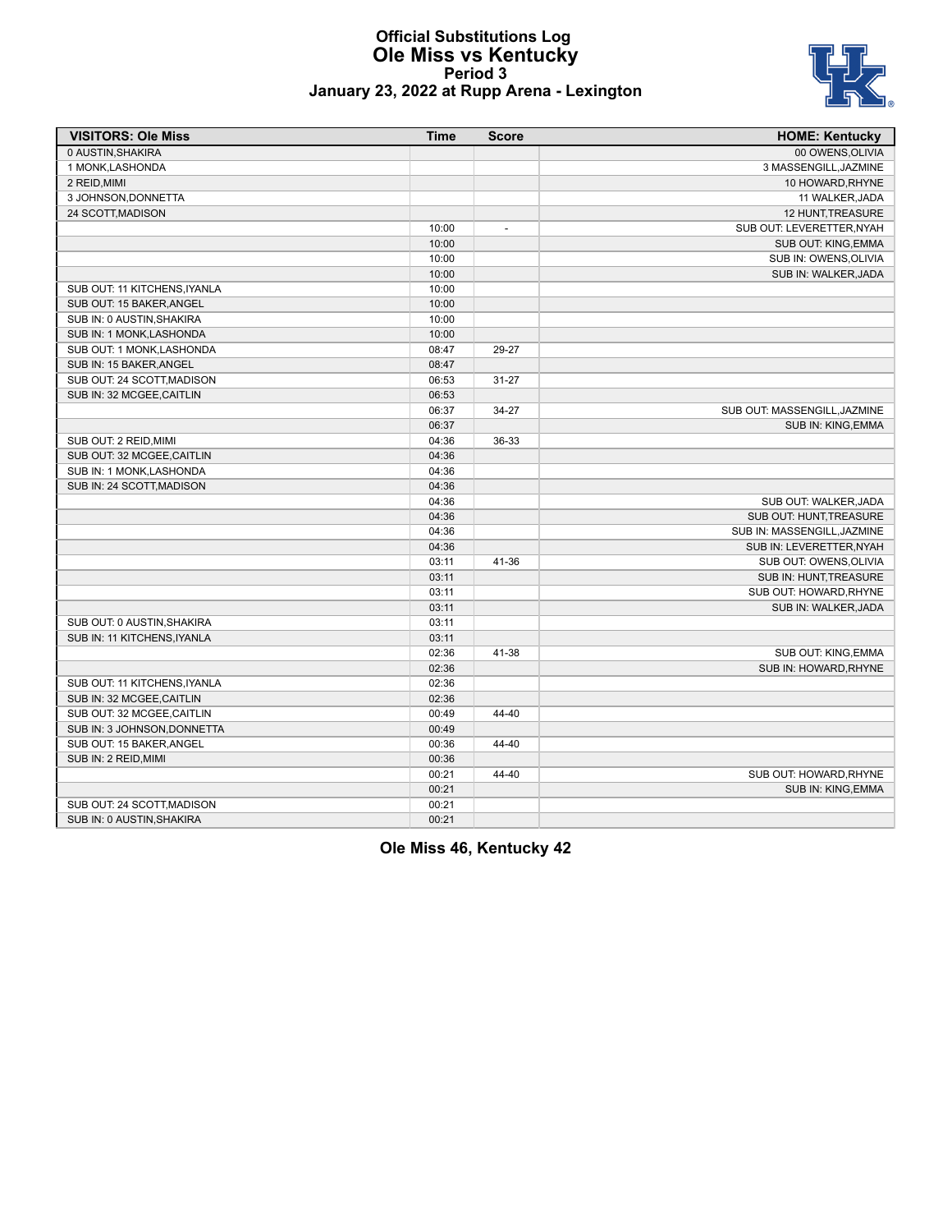# Official Substitutions Log
## Ole Miss vs Kentucky
### Period 3
### January 23, 2022 at Rupp Arena - Lexington

| VISITORS: Ole Miss | Time | Score | HOME: Kentucky |
|---|---|---|---|
| 0 AUSTIN,SHAKIRA | | | 00 OWENS,OLIVIA |
| 1 MONK,LASHONDA | | | 3 MASSENGILL,JAZMINE |
| 2 REID,MIMI | | | 10 HOWARD,RHYNE |
| 3 JOHNSON,DONNETTA | | | 11 WALKER,JADA |
| 24 SCOTT,MADISON | | | 12 HUNT,TREASURE |
| | 10:00 | - | SUB OUT: LEVERETTER,NYAH |
| | 10:00 | | SUB OUT: KING,EMMA |
| | 10:00 | | SUB IN: OWENS,OLIVIA |
| | 10:00 | | SUB IN: WALKER,JADA |
| SUB OUT: 11 KITCHENS,IYANLA | 10:00 | | |
| SUB OUT: 15 BAKER,ANGEL | 10:00 | | |
| SUB IN: 0 AUSTIN,SHAKIRA | 10:00 | | |
| SUB IN: 1 MONK,LASHONDA | 10:00 | | |
| SUB OUT: 1 MONK,LASHONDA | 08:47 | 29-27 | |
| SUB IN: 15 BAKER,ANGEL | 08:47 | | |
| SUB OUT: 24 SCOTT,MADISON | 06:53 | 31-27 | |
| SUB IN: 32 MCGEE,CAITLIN | 06:53 | | |
| | 06:37 | 34-27 | SUB OUT: MASSENGILL,JAZMINE |
| | 06:37 | | SUB IN: KING,EMMA |
| SUB OUT: 2 REID,MIMI | 04:36 | 36-33 | |
| SUB OUT: 32 MCGEE,CAITLIN | 04:36 | | |
| SUB IN: 1 MONK,LASHONDA | 04:36 | | |
| SUB IN: 24 SCOTT,MADISON | 04:36 | | |
| | 04:36 | | SUB OUT: WALKER,JADA |
| | 04:36 | | SUB OUT: HUNT,TREASURE |
| | 04:36 | | SUB IN: MASSENGILL,JAZMINE |
| | 04:36 | | SUB IN: LEVERETTER,NYAH |
| | 03:11 | 41-36 | SUB OUT: OWENS,OLIVIA |
| | 03:11 | | SUB IN: HUNT,TREASURE |
| | 03:11 | | SUB OUT: HOWARD,RHYNE |
| | 03:11 | | SUB IN: WALKER,JADA |
| SUB OUT: 0 AUSTIN,SHAKIRA | 03:11 | | |
| SUB IN: 11 KITCHENS,IYANLA | 03:11 | | |
| | 02:36 | 41-38 | SUB OUT: KING,EMMA |
| | 02:36 | | SUB IN: HOWARD,RHYNE |
| SUB OUT: 11 KITCHENS,IYANLA | 02:36 | | |
| SUB IN: 32 MCGEE,CAITLIN | 02:36 | | |
| SUB OUT: 32 MCGEE,CAITLIN | 00:49 | 44-40 | |
| SUB IN: 3 JOHNSON,DONNETTA | 00:49 | | |
| SUB OUT: 15 BAKER,ANGEL | 00:36 | 44-40 | |
| SUB IN: 2 REID,MIMI | 00:36 | | |
| | 00:21 | 44-40 | SUB OUT: HOWARD,RHYNE |
| | 00:21 | | SUB IN: KING,EMMA |
| SUB OUT: 24 SCOTT,MADISON | 00:21 | | |
| SUB IN: 0 AUSTIN,SHAKIRA | 00:21 | | |

**Ole Miss 46, Kentucky 42**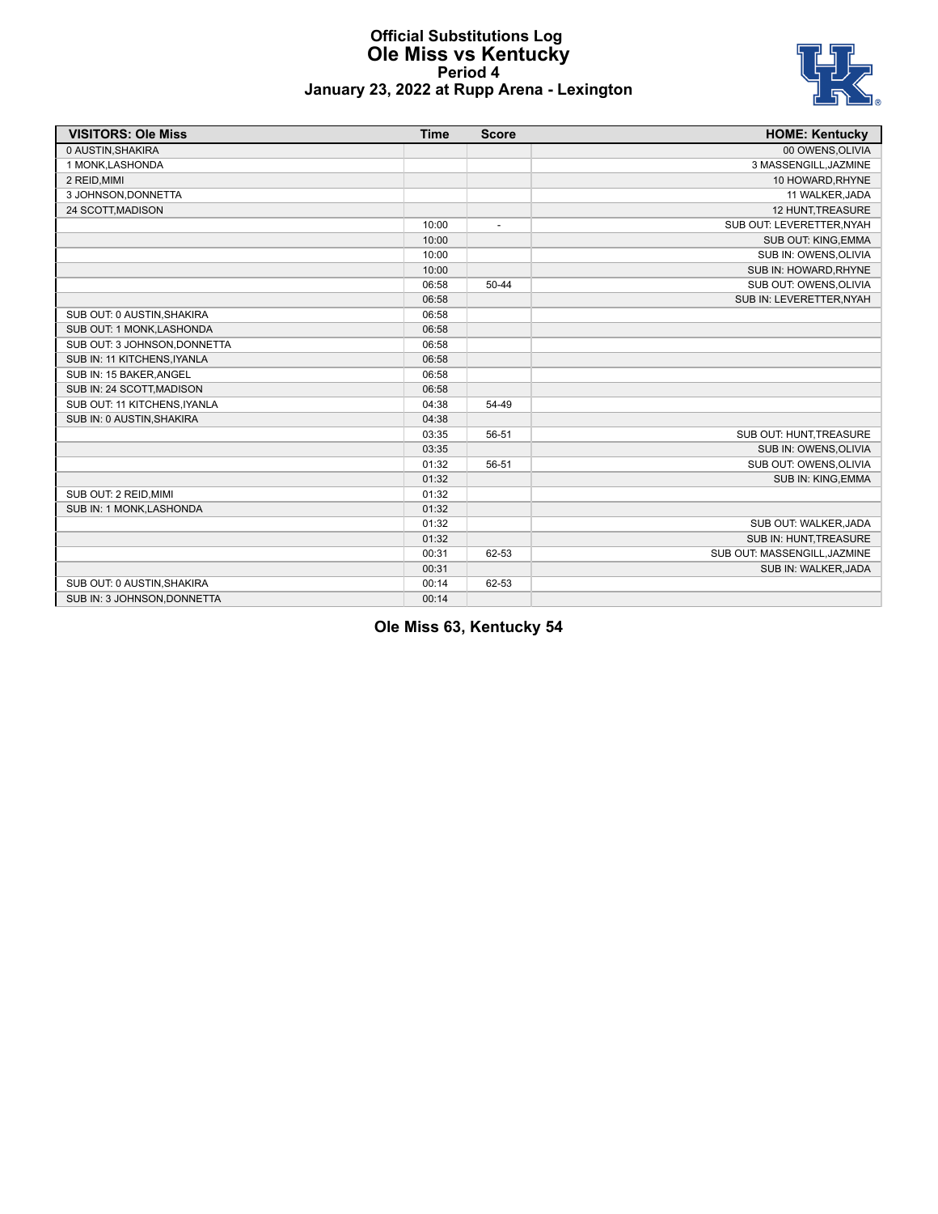# Official Substitutions Log
## Ole Miss vs Kentucky
### Period 4
### January 23, 2022 at Rupp Arena - Lexington

| VISITORS: Ole Miss | Time | Score | HOME: Kentucky |
|---|---|---|---|
| 0 AUSTIN,SHAKIRA | | | 00 OWENS,OLIVIA |
| 1 MONK,LASHONDA | | | 3 MASSENGILL,JAZMINE |
| 2 REID,MIMI | | | 10 HOWARD,RHYNE |
| 3 JOHNSON,DONNETTA | | | 11 WALKER,JADA |
| 24 SCOTT,MADISON | | | 12 HUNT,TREASURE |
| | 10:00 | - | SUB OUT: LEVERETTER,NYAH |
| | 10:00 | | SUB OUT: KING,EMMA |
| | 10:00 | | SUB IN: OWENS,OLIVIA |
| | 10:00 | | SUB IN: HOWARD,RHYNE |
| | 06:58 | 50-44 | SUB OUT: OWENS,OLIVIA |
| | 06:58 | | SUB IN: LEVERETTER,NYAH |
| SUB OUT: 0 AUSTIN,SHAKIRA | 06:58 | | |
| SUB OUT: 1 MONK,LASHONDA | 06:58 | | |
| SUB OUT: 3 JOHNSON,DONNETTA | 06:58 | | |
| SUB IN: 11 KITCHENS,IYANLA | 06:58 | | |
| SUB IN: 15 BAKER,ANGEL | 06:58 | | |
| SUB IN: 24 SCOTT,MADISON | 06:58 | | |
| SUB OUT: 11 KITCHENS,IYANLA | 04:38 | 54-49 | |
| SUB IN: 0 AUSTIN,SHAKIRA | 04:38 | | |
| | 03:35 | 56-51 | SUB OUT: HUNT,TREASURE |
| | 03:35 | | SUB IN: OWENS,OLIVIA |
| | 01:32 | 56-51 | SUB OUT: OWENS,OLIVIA |
| | 01:32 | | SUB IN: KING,EMMA |
| SUB OUT: 2 REID,MIMI | 01:32 | | |
| SUB IN: 1 MONK,LASHONDA | 01:32 | | |
| | 01:32 | | SUB OUT: WALKER,JADA |
| | 01:32 | | SUB IN: HUNT,TREASURE |
| | 00:31 | 62-53 | SUB OUT: MASSENGILL,JAZMINE |
| | 00:31 | | SUB IN: WALKER,JADA |
| SUB OUT: 0 AUSTIN,SHAKIRA | 00:14 | 62-53 | |
| SUB IN: 3 JOHNSON,DONNETTA | 00:14 | | |

**Ole Miss 63, Kentucky 54**